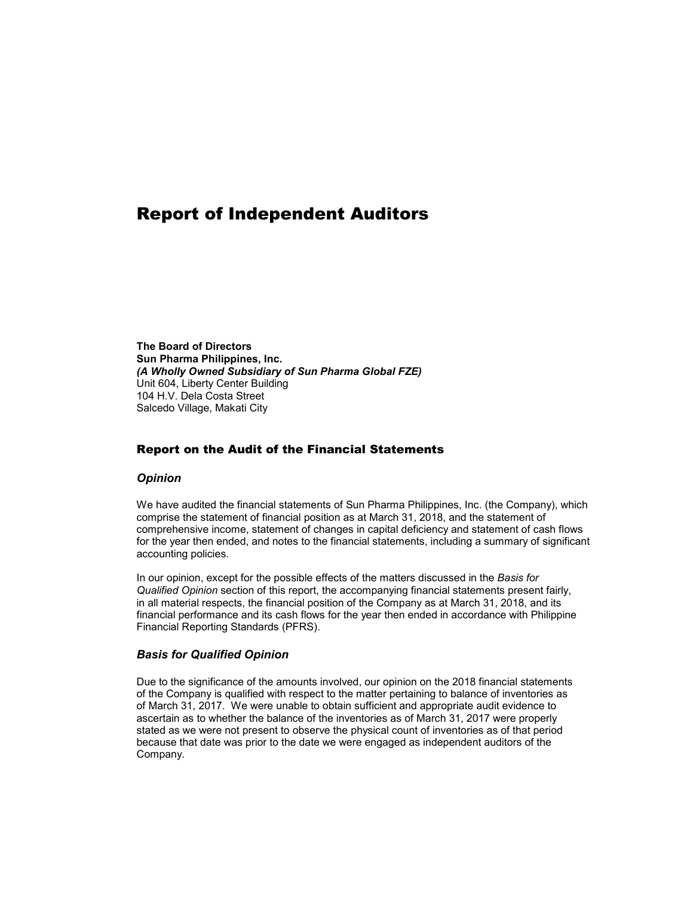# Report of Independent Auditors

**The Board of Directors**
**Sun Pharma Philippines, Inc.**
***(A Wholly Owned Subsidiary of Sun Pharma Global FZE)***
Unit 604, Liberty Center Building
104 H.V. Dela Costa Street
Salcedo Village, Makati City

## Report on the Audit of the Financial Statements

### *Opinion*

We have audited the financial statements of Sun Pharma Philippines, Inc. (the Company), which comprise the statement of financial position as at March 31, 2018, and the statement of comprehensive income, statement of changes in capital deficiency and statement of cash flows for the year then ended, and notes to the financial statements, including a summary of significant accounting policies.

In our opinion, except for the possible effects of the matters discussed in the *Basis for Qualified Opinion* section of this report, the accompanying financial statements present fairly, in all material respects, the financial position of the Company as at March 31, 2018, and its financial performance and its cash flows for the year then ended in accordance with Philippine Financial Reporting Standards (PFRS).

### *Basis for Qualified Opinion*

Due to the significance of the amounts involved, our opinion on the 2018 financial statements of the Company is qualified with respect to the matter pertaining to balance of inventories as of March 31, 2017. We were unable to obtain sufficient and appropriate audit evidence to ascertain as to whether the balance of the inventories as of March 31, 2017 were properly stated as we were not present to observe the physical count of inventories as of that period because that date was prior to the date we were engaged as independent auditors of the Company.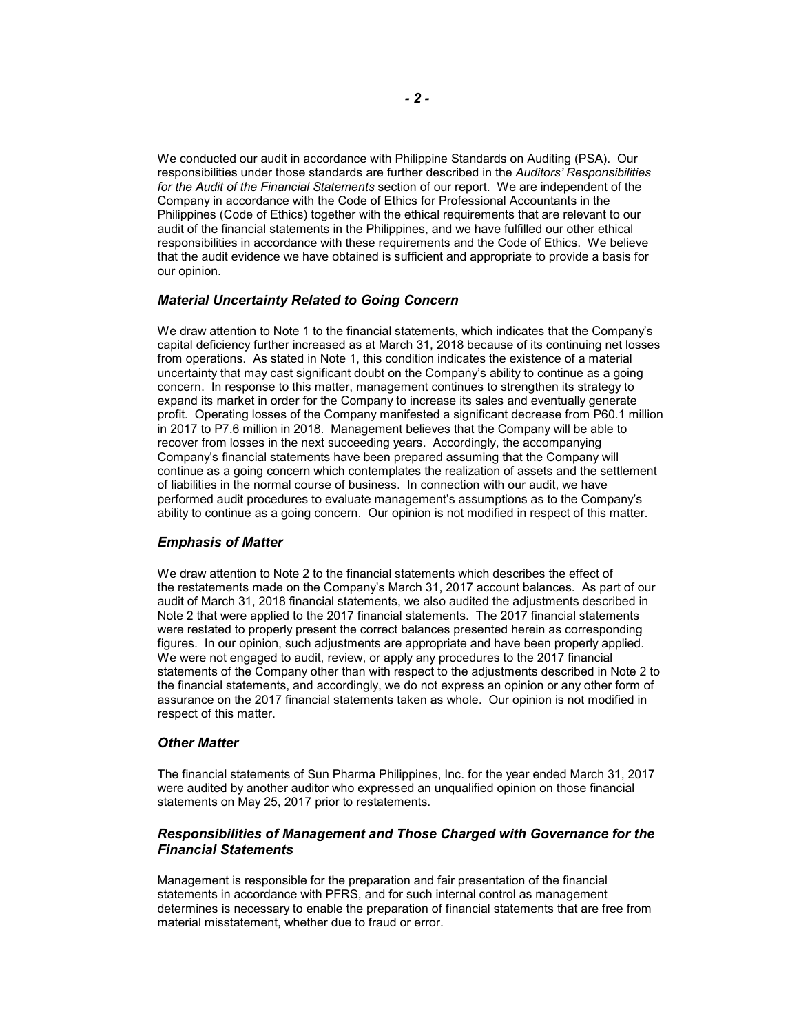We conducted our audit in accordance with Philippine Standards on Auditing (PSA). Our responsibilities under those standards are further described in the *Auditors' Responsibilities for the Audit of the Financial Statements* section of our report. We are independent of the Company in accordance with the Code of Ethics for Professional Accountants in the Philippines (Code of Ethics) together with the ethical requirements that are relevant to our audit of the financial statements in the Philippines, and we have fulfilled our other ethical responsibilities in accordance with these requirements and the Code of Ethics. We believe that the audit evidence we have obtained is sufficient and appropriate to provide a basis for our opinion.

### *Material Uncertainty Related to Going Concern*

We draw attention to Note 1 to the financial statements, which indicates that the Company's capital deficiency further increased as at March 31, 2018 because of its continuing net losses from operations. As stated in Note 1, this condition indicates the existence of a material uncertainty that may cast significant doubt on the Company's ability to continue as a going concern. In response to this matter, management continues to strengthen its strategy to expand its market in order for the Company to increase its sales and eventually generate profit. Operating losses of the Company manifested a significant decrease from P60.1 million in 2017 to P7.6 million in 2018. Management believes that the Company will be able to recover from losses in the next succeeding years. Accordingly, the accompanying Company's financial statements have been prepared assuming that the Company will continue as a going concern which contemplates the realization of assets and the settlement of liabilities in the normal course of business. In connection with our audit, we have performed audit procedures to evaluate management's assumptions as to the Company's ability to continue as a going concern. Our opinion is not modified in respect of this matter.

### *Emphasis of Matter*

We draw attention to Note 2 to the financial statements which describes the effect of the restatements made on the Company's March 31, 2017 account balances. As part of our audit of March 31, 2018 financial statements, we also audited the adjustments described in Note 2 that were applied to the 2017 financial statements. The 2017 financial statements were restated to properly present the correct balances presented herein as corresponding figures. In our opinion, such adjustments are appropriate and have been properly applied. We were not engaged to audit, review, or apply any procedures to the 2017 financial statements of the Company other than with respect to the adjustments described in Note 2 to the financial statements, and accordingly, we do not express an opinion or any other form of assurance on the 2017 financial statements taken as whole. Our opinion is not modified in respect of this matter.

### *Other Matter*

The financial statements of Sun Pharma Philippines, Inc. for the year ended March 31, 2017 were audited by another auditor who expressed an unqualified opinion on those financial statements on May 25, 2017 prior to restatements.

### *Responsibilities of Management and Those Charged with Governance for the Financial Statements*

Management is responsible for the preparation and fair presentation of the financial statements in accordance with PFRS, and for such internal control as management determines is necessary to enable the preparation of financial statements that are free from material misstatement, whether due to fraud or error.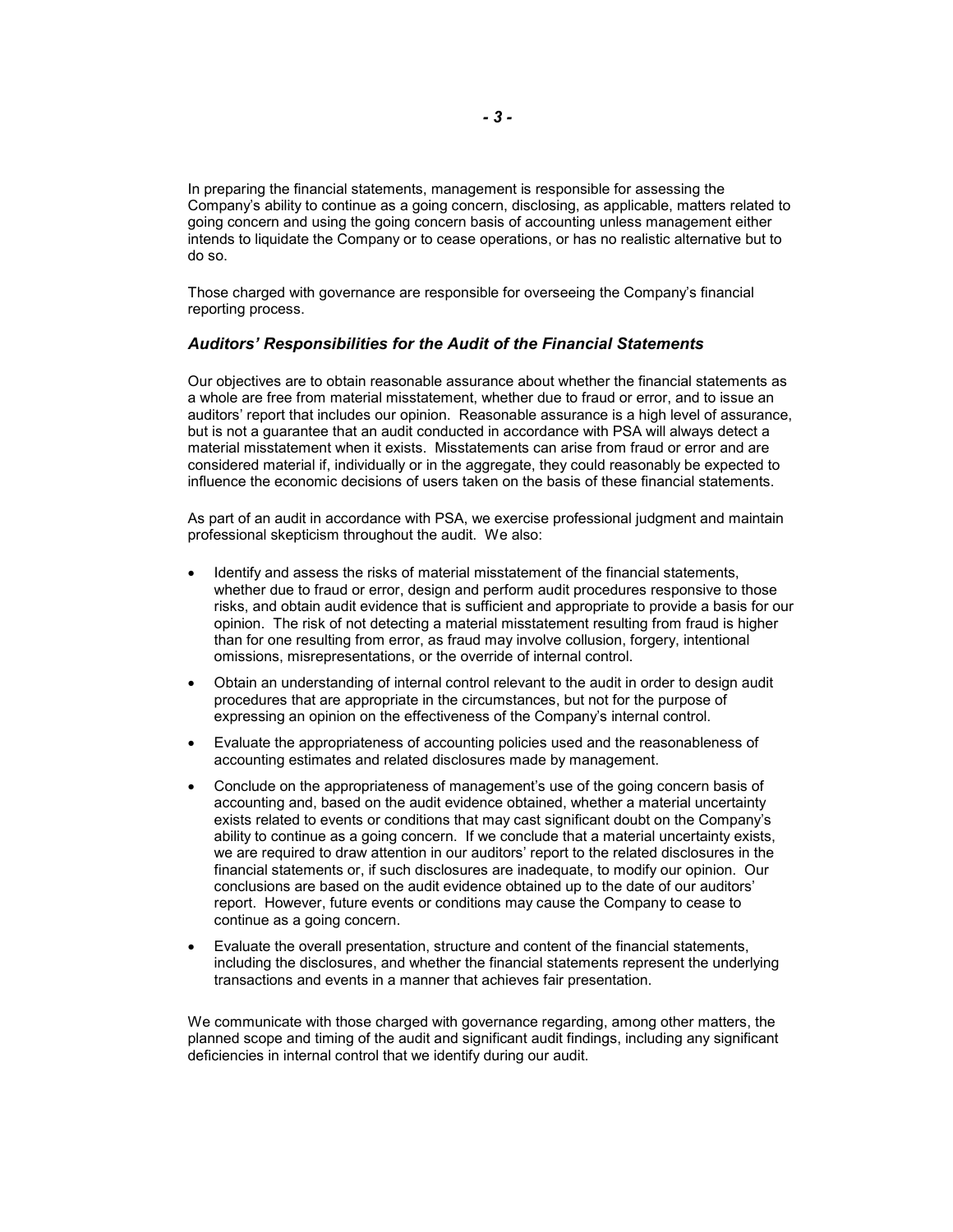In preparing the financial statements, management is responsible for assessing the Company's ability to continue as a going concern, disclosing, as applicable, matters related to going concern and using the going concern basis of accounting unless management either intends to liquidate the Company or to cease operations, or has no realistic alternative but to do so.

Those charged with governance are responsible for overseeing the Company's financial reporting process.

### *Auditors' Responsibilities for the Audit of the Financial Statements*

Our objectives are to obtain reasonable assurance about whether the financial statements as a whole are free from material misstatement, whether due to fraud or error, and to issue an auditors' report that includes our opinion. Reasonable assurance is a high level of assurance, but is not a guarantee that an audit conducted in accordance with PSA will always detect a material misstatement when it exists. Misstatements can arise from fraud or error and are considered material if, individually or in the aggregate, they could reasonably be expected to influence the economic decisions of users taken on the basis of these financial statements.

As part of an audit in accordance with PSA, we exercise professional judgment and maintain professional skepticism throughout the audit. We also:

- Identify and assess the risks of material misstatement of the financial statements, whether due to fraud or error, design and perform audit procedures responsive to those risks, and obtain audit evidence that is sufficient and appropriate to provide a basis for our opinion. The risk of not detecting a material misstatement resulting from fraud is higher than for one resulting from error, as fraud may involve collusion, forgery, intentional omissions, misrepresentations, or the override of internal control.
- Obtain an understanding of internal control relevant to the audit in order to design audit procedures that are appropriate in the circumstances, but not for the purpose of expressing an opinion on the effectiveness of the Company's internal control.
- Evaluate the appropriateness of accounting policies used and the reasonableness of accounting estimates and related disclosures made by management.
- Conclude on the appropriateness of management's use of the going concern basis of accounting and, based on the audit evidence obtained, whether a material uncertainty exists related to events or conditions that may cast significant doubt on the Company's ability to continue as a going concern. If we conclude that a material uncertainty exists, we are required to draw attention in our auditors' report to the related disclosures in the financial statements or, if such disclosures are inadequate, to modify our opinion. Our conclusions are based on the audit evidence obtained up to the date of our auditors' report. However, future events or conditions may cause the Company to cease to continue as a going concern.
- Evaluate the overall presentation, structure and content of the financial statements, including the disclosures, and whether the financial statements represent the underlying transactions and events in a manner that achieves fair presentation.

We communicate with those charged with governance regarding, among other matters, the planned scope and timing of the audit and significant audit findings, including any significant deficiencies in internal control that we identify during our audit.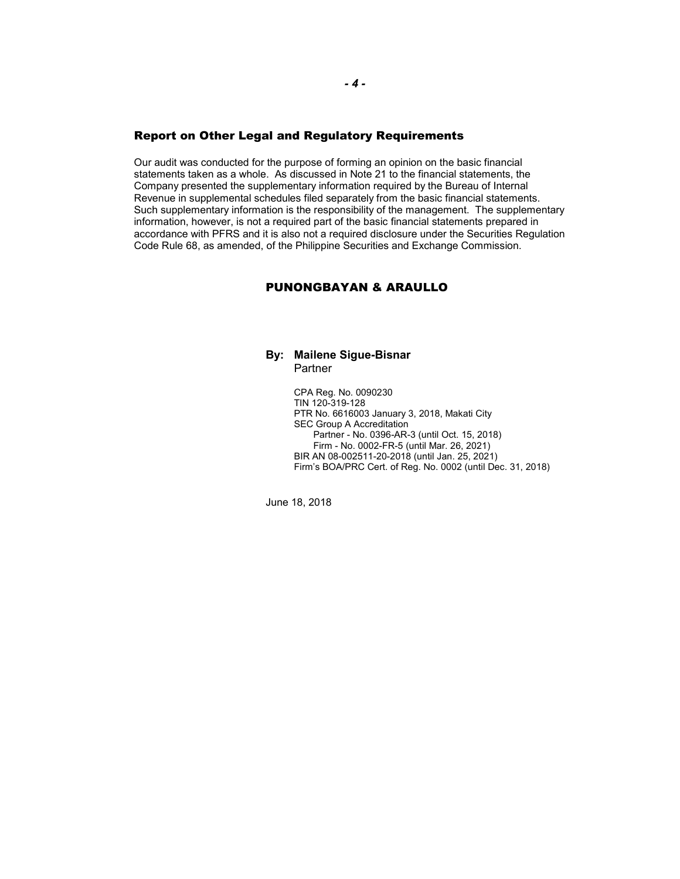## Report on Other Legal and Regulatory Requirements

Our audit was conducted for the purpose of forming an opinion on the basic financial statements taken as a whole. As discussed in Note 21 to the financial statements, the Company presented the supplementary information required by the Bureau of Internal Revenue in supplemental schedules filed separately from the basic financial statements. Such supplementary information is the responsibility of the management. The supplementary information, however, is not a required part of the basic financial statements prepared in accordance with PFRS and it is also not a required disclosure under the Securities Regulation Code Rule 68, as amended, of the Philippine Securities and Exchange Commission.

**PUNONGBAYAN & ARAULLO**

**By: Mailene Sigue-Bisnar**
Partner

CPA Reg. No. 0090230
TIN 120-319-128
PTR No. 6616003 January 3, 2018, Makati City
SEC Group A Accreditation
Partner - No. 0396-AR-3 (until Oct. 15, 2018)
Firm - No. 0002-FR-5 (until Mar. 26, 2021)
BIR AN 08-002511-20-2018 (until Jan. 25, 2021)
Firm's BOA/PRC Cert. of Reg. No. 0002 (until Dec. 31, 2018)

June 18, 2018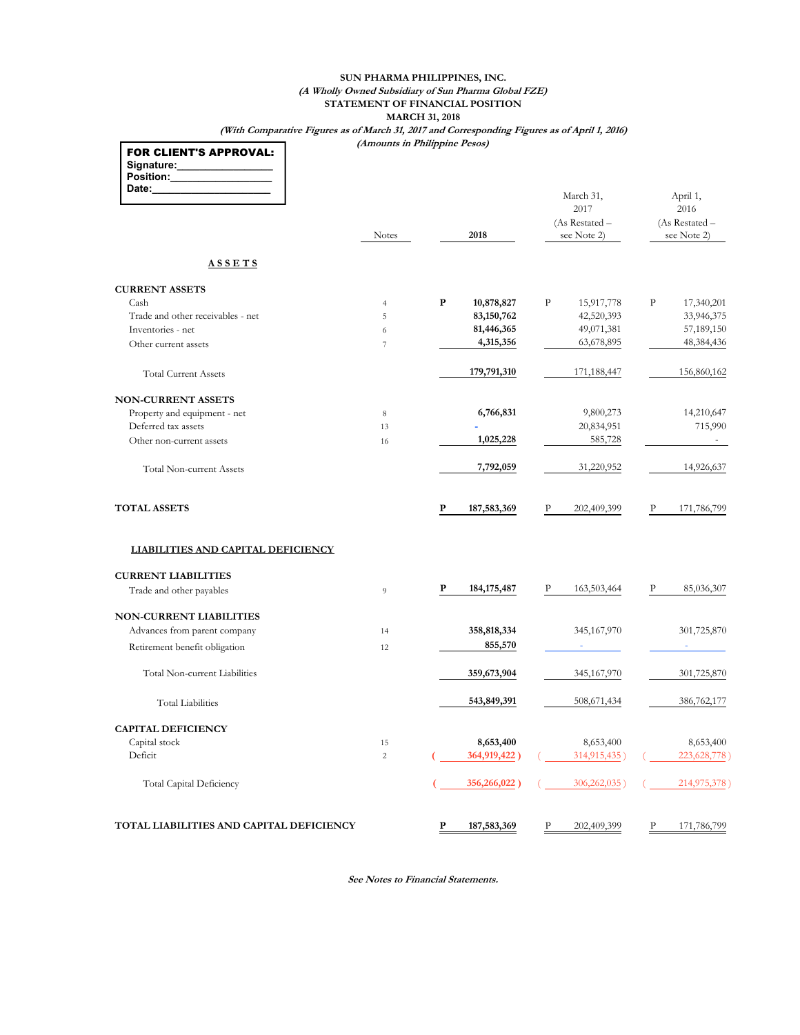**SUN PHARMA PHILIPPINES, INC.**
***(A Wholly Owned Subsidiary of Sun Pharma Global FZE)***
**STATEMENT OF FINANCIAL POSITION**
**MARCH 31, 2018**
***(With Comparative Figures as of March 31, 2017 and Corresponding Figures as of April 1, 2016)***
***(Amounts in Philippine Pesos)***

**FOR CLIENT'S APPROVAL:**
**Signature:_______________**
**Position:_______________**
**Date:_______________**

| | Notes | 2018 | March 31, 2017 (As Restated – see Note 2) | April 1, 2016 (As Restated – see Note 2) |
|---|---|---|---|---|
| **ASSETS** | | | | |
| **CURRENT ASSETS** | | | | |
| Cash | 4 | **P 10,878,827** | P 15,917,778 | P 17,340,201 |
| Trade and other receivables - net | 5 | **83,150,762** | 42,520,393 | 33,946,375 |
| Inventories - net | 6 | **81,446,365** | 49,071,381 | 57,189,150 |
| Other current assets | 7 | **4,315,356** | 63,678,895 | 48,384,436 |
| Total Current Assets | | **179,791,310** | 171,188,447 | 156,860,162 |
| **NON-CURRENT ASSETS** | | | | |
| Property and equipment - net | 8 | **6,766,831** | 9,800,273 | 14,210,647 |
| Deferred tax assets | 13 | **-** | 20,834,951 | 715,990 |
| Other non-current assets | 16 | **1,025,228** | 585,728 | - |
| Total Non-current Assets | | **7,792,059** | 31,220,952 | 14,926,637 |
| **TOTAL ASSETS** | | **P 187,583,369** | P 202,409,399 | P 171,786,799 |
| **LIABILITIES AND CAPITAL DEFICIENCY** | | | | |
| **CURRENT LIABILITIES** | | | | |
| Trade and other payables | 9 | **P 184,175,487** | P 163,503,464 | P 85,036,307 |
| **NON-CURRENT LIABILITIES** | | | | |
| Advances from parent company | 14 | **358,818,334** | 345,167,970 | 301,725,870 |
| Retirement benefit obligation | 12 | **855,570** | - | - |
| Total Non-current Liabilities | | **359,673,904** | 345,167,970 | 301,725,870 |
| Total Liabilities | | **543,849,391** | 508,671,434 | 386,762,177 |
| **CAPITAL DEFICIENCY** | | | | |
| Capital stock | 15 | **8,653,400** | 8,653,400 | 8,653,400 |
| Deficit | 2 | **( 364,919,422 )** | ( 314,915,435 ) | ( 223,628,778 ) |
| Total Capital Deficiency | | **( 356,266,022 )** | ( 306,262,035 ) | ( 214,975,378 ) |
| **TOTAL LIABILITIES AND CAPITAL DEFICIENCY** | | **P 187,583,369** | P 202,409,399 | P 171,786,799 |

***See Notes to Financial Statements.***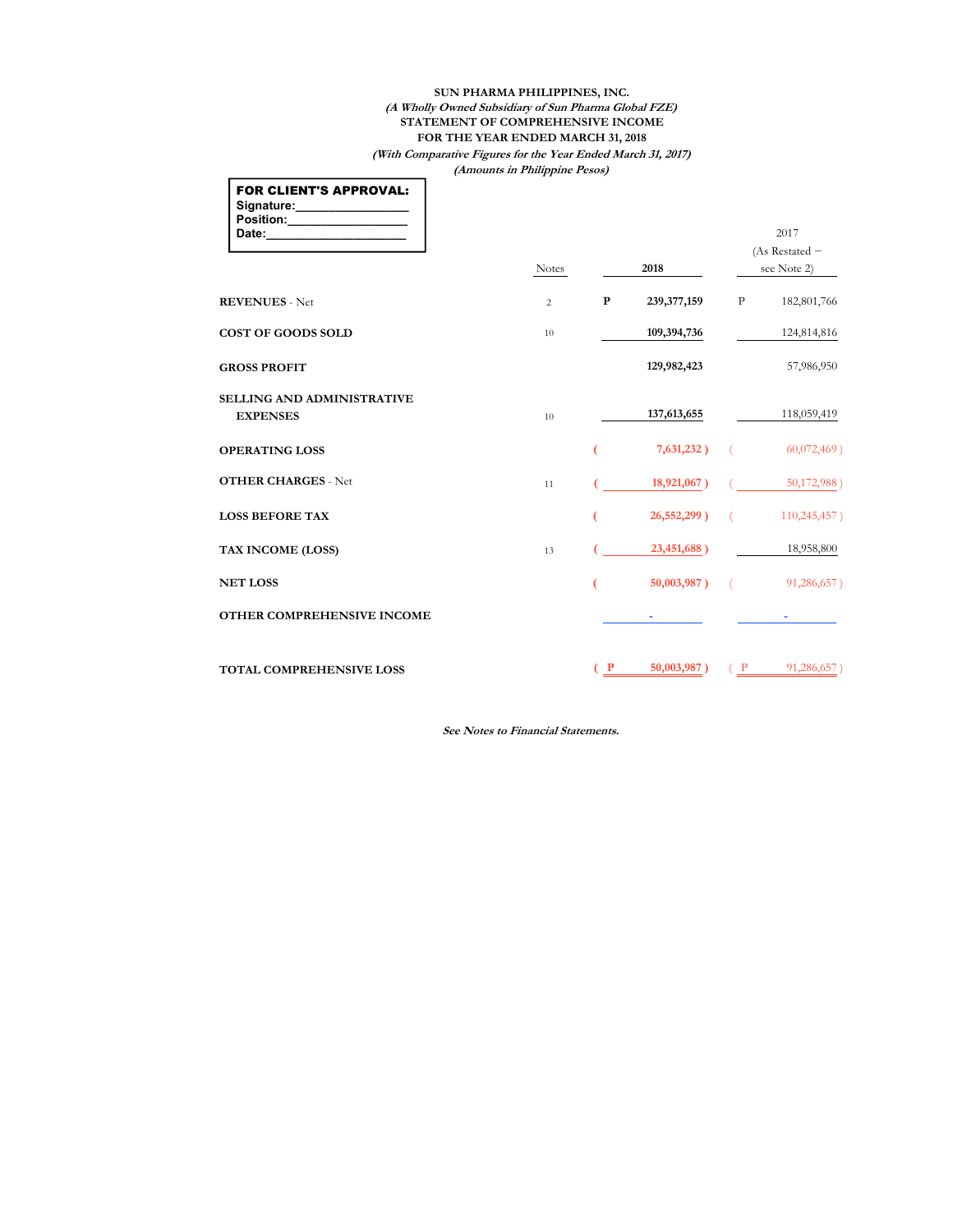**SUN PHARMA PHILIPPINES, INC.**
***(A Wholly Owned Subsidiary of Sun Pharma Global FZE)***
**STATEMENT OF COMPREHENSIVE INCOME**
**FOR THE YEAR ENDED MARCH 31, 2018**
***(With Comparative Figures for the Year Ended March 31, 2017)***
***(Amounts in Philippine Pesos)***

**FOR CLIENT'S APPROVAL:**
**Signature:________________**
**Position:________________**
**Date:____________________**

| | Notes | 2018 | 2017 (As Restated – see Note 2) |
|---|---|---|---|
| **REVENUES** - Net | 2 | **P 239,377,159** | P 182,801,766 |
| **COST OF GOODS SOLD** | 10 | **109,394,736** | 124,814,816 |
| **GROSS PROFIT** | | **129,982,423** | 57,986,950 |
| **SELLING AND ADMINISTRATIVE EXPENSES** | 10 | **137,613,655** | 118,059,419 |
| **OPERATING LOSS** | | **( 7,631,232 )** | ( 60,072,469 ) |
| **OTHER CHARGES** - Net | 11 | **( 18,921,067 )** | ( 50,172,988 ) |
| **LOSS BEFORE TAX** | | **( 26,552,299 )** | ( 110,245,457 ) |
| **TAX INCOME (LOSS)** | 13 | **( 23,451,688 )** | 18,958,800 |
| **NET LOSS** | | **( 50,003,987 )** | ( 91,286,657 ) |
| **OTHER COMPREHENSIVE INCOME** | | **-** | - |
| **TOTAL COMPREHENSIVE LOSS** | | **( P 50,003,987 )** | ( P 91,286,657 ) |

***See Notes to Financial Statements.***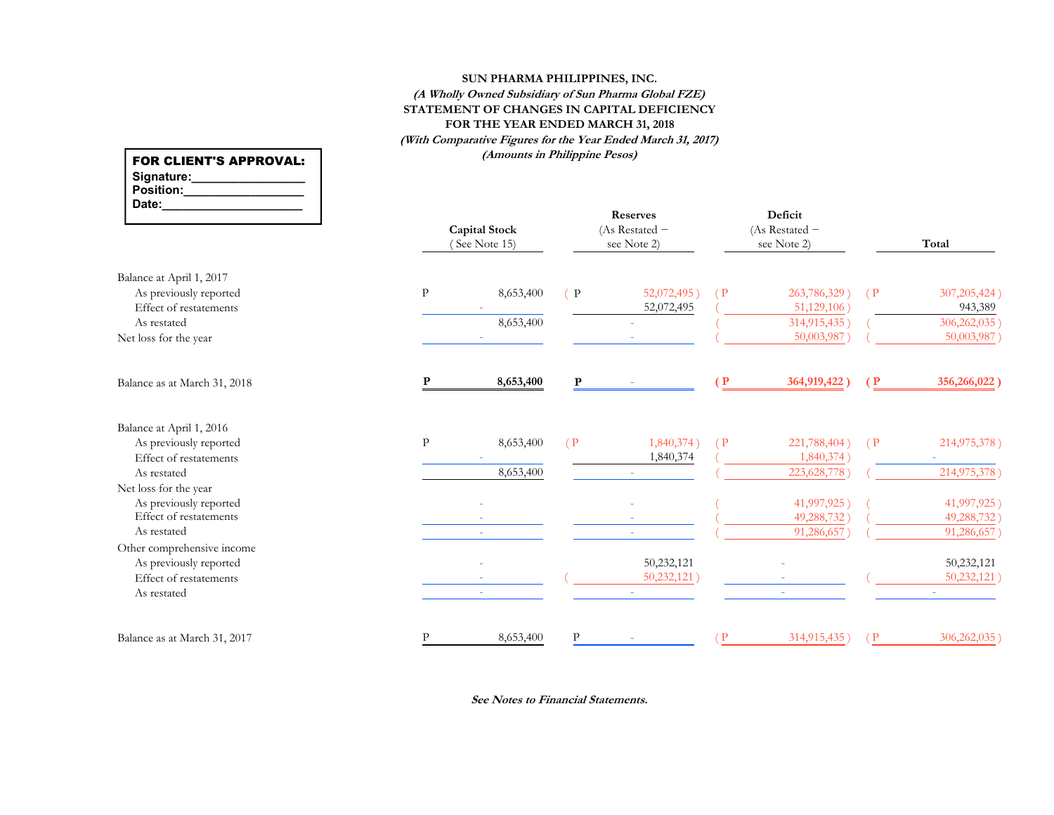**SUN PHARMA PHILIPPINES, INC.**
***(A Wholly Owned Subsidiary of Sun Pharma Global FZE)***
**STATEMENT OF CHANGES IN CAPITAL DEFICIENCY**
**FOR THE YEAR ENDED MARCH 31, 2018**
***(With Comparative Figures for the Year Ended March 31, 2017)***
***(Amounts in Philippine Pesos)***

**FOR CLIENT'S APPROVAL:**
Signature:________________
Position:_________________
Date:____________________

| | Capital Stock (See Note 15) | Reserves (As Restated – see Note 2) | Deficit (As Restated – see Note 2) | Total |
|---|---|---|---|---|
| Balance at April 1, 2017 | | | | |
| As previously reported | P 8,653,400 | (P 52,072,495) | (P 263,786,329) | (P 307,205,424) |
| Effect of restatements | - | 52,072,495 | ( 51,129,106) | 943,389 |
| As restated | 8,653,400 | - | ( 314,915,435) | ( 306,262,035) |
| Net loss for the year | - | - | ( 50,003,987) | ( 50,003,987) |
| **Balance as at March 31, 2018** | **P 8,653,400** | **P -** | **(P 364,919,422)** | **(P 356,266,022)** |
| Balance at April 1, 2016 | | | | |
| As previously reported | P 8,653,400 | (P 1,840,374) | (P 221,788,404) | (P 214,975,378) |
| Effect of restatements | - | 1,840,374 | ( 1,840,374) | - |
| As restated | 8,653,400 | - | ( 223,628,778) | ( 214,975,378) |
| Net loss for the year | | | | |
| As previously reported | - | - | ( 41,997,925) | ( 41,997,925) |
| Effect of restatements | - | - | ( 49,288,732) | ( 49,288,732) |
| As restated | - | - | ( 91,286,657) | ( 91,286,657) |
| Other comprehensive income | | | | |
| As previously reported | - | 50,232,121 | - | 50,232,121 |
| Effect of restatements | - | ( 50,232,121) | - | ( 50,232,121) |
| As restated | - | - | - | - |
| Balance as at March 31, 2017 | P 8,653,400 | P - | (P 314,915,435) | (P 306,262,035) |

***See Notes to Financial Statements.***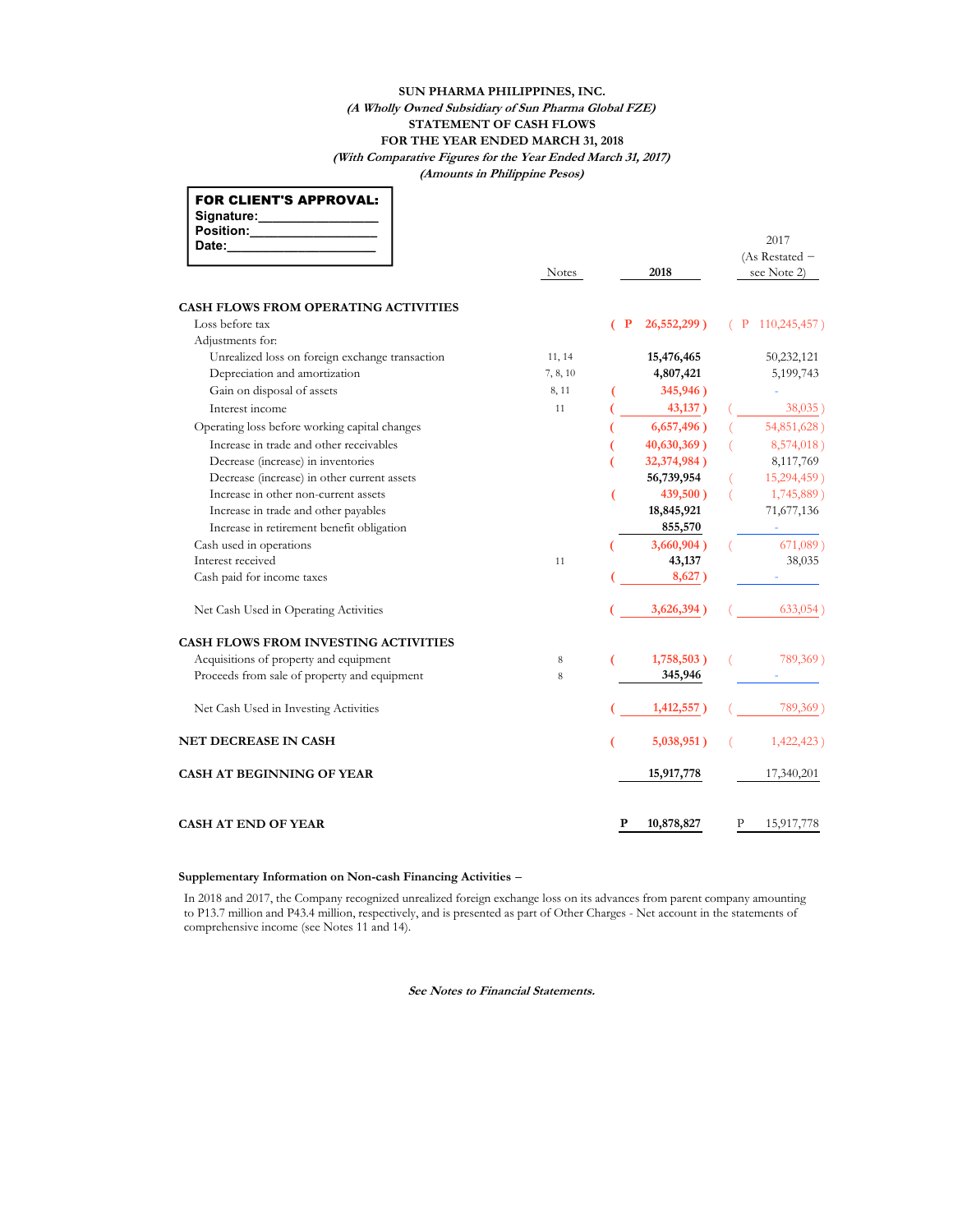**SUN PHARMA PHILIPPINES, INC.**
***(A Wholly Owned Subsidiary of Sun Pharma Global FZE)***
**STATEMENT OF CASH FLOWS**
**FOR THE YEAR ENDED MARCH 31, 2018**
***(With Comparative Figures for the Year Ended March 31, 2017)***
***(Amounts in Philippine Pesos)***

**FOR CLIENT'S APPROVAL:**
**Signature:**\_\_\_\_\_\_\_\_\_\_\_\_\_\_\_\_
**Position:**\_\_\_\_\_\_\_\_\_\_\_\_\_\_\_\_
**Date:**\_\_\_\_\_\_\_\_\_\_\_\_\_\_\_\_

| | Notes | 2018 | 2017 (As Restated – see Note 2) |
|---|---|---|---|
| **CASH FLOWS FROM OPERATING ACTIVITIES** | | | |
| Loss before tax | | ( P 26,552,299 ) | ( P 110,245,457 ) |
| Adjustments for: | | | |
| Unrealized loss on foreign exchange transaction | 11, 14 | 15,476,465 | 50,232,121 |
| Depreciation and amortization | 7, 8, 10 | 4,807,421 | 5,199,743 |
| Gain on disposal of assets | 8, 11 | ( 345,946 ) | - |
| Interest income | 11 | ( 43,137 ) | ( 38,035 ) |
| Operating loss before working capital changes | | ( 6,657,496 ) | ( 54,851,628 ) |
| Increase in trade and other receivables | | ( 40,630,369 ) | ( 8,574,018 ) |
| Decrease (increase) in inventories | | ( 32,374,984 ) | 8,117,769 |
| Decrease (increase) in other current assets | | 56,739,954 | ( 15,294,459 ) |
| Increase in other non-current assets | | ( 439,500 ) | ( 1,745,889 ) |
| Increase in trade and other payables | | 18,845,921 | 71,677,136 |
| Increase in retirement benefit obligation | | 855,570 | - |
| Cash used in operations | | ( 3,660,904 ) | ( 671,089 ) |
| Interest received | 11 | 43,137 | 38,035 |
| Cash paid for income taxes | | ( 8,627 ) | - |
| Net Cash Used in Operating Activities | | ( 3,626,394 ) | ( 633,054 ) |
| **CASH FLOWS FROM INVESTING ACTIVITIES** | | | |
| Acquisitions of property and equipment | 8 | ( 1,758,503 ) | ( 789,369 ) |
| Proceeds from sale of property and equipment | 8 | 345,946 | - |
| Net Cash Used in Investing Activities | | ( 1,412,557 ) | ( 789,369 ) |
| **NET DECREASE IN CASH** | | ( 5,038,951 ) | ( 1,422,423 ) |
| **CASH AT BEGINNING OF YEAR** | | 15,917,778 | 17,340,201 |
| **CASH AT END OF YEAR** | | P 10,878,827 | P 15,917,778 |

**Supplementary Information on Non-cash Financing Activities –**

In 2018 and 2017, the Company recognized unrealized foreign exchange loss on its advances from parent company amounting to P13.7 million and P43.4 million, respectively, and is presented as part of Other Charges - Net account in the statements of comprehensive income (see Notes 11 and 14).

***See Notes to Financial Statements.***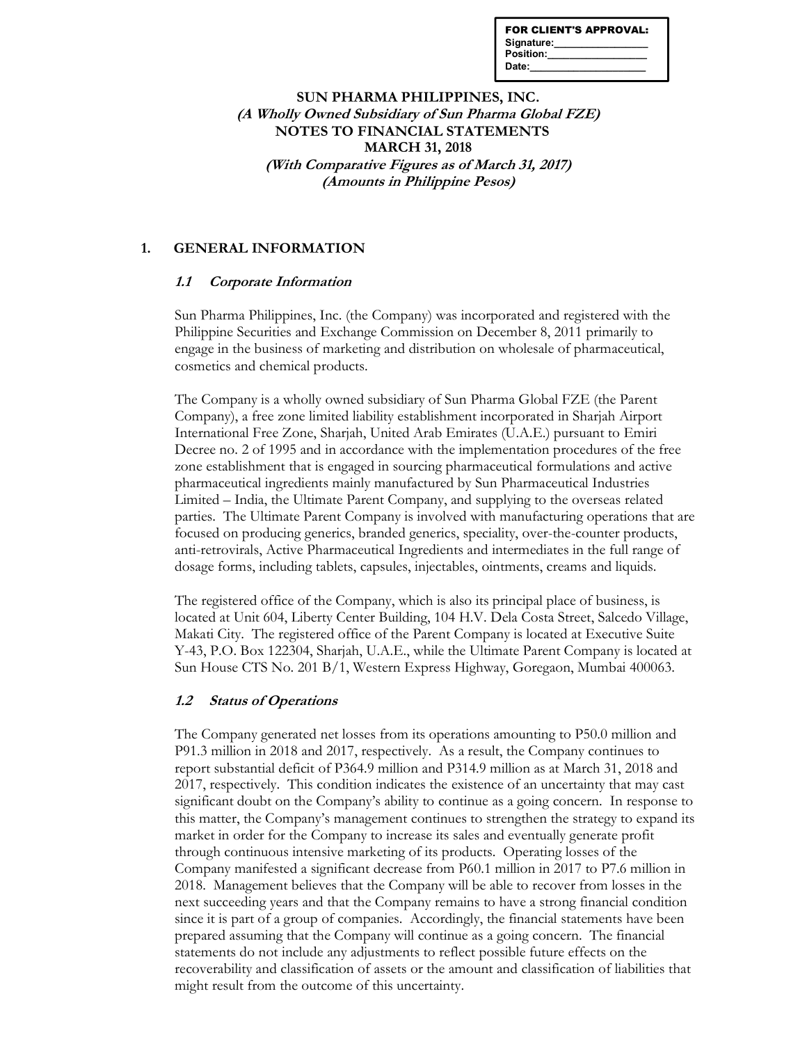FOR CLIENT'S APPROVAL:
Signature:________________
Position:_________________
Date:____________________

# SUN PHARMA PHILIPPINES, INC.
***(A Wholly Owned Subsidiary of Sun Pharma Global FZE)***
**NOTES TO FINANCIAL STATEMENTS**
**MARCH 31, 2018**
***(With Comparative Figures as of March 31, 2017)***
***(Amounts in Philippine Pesos)***

## 1. GENERAL INFORMATION

### *1.1 Corporate Information*

Sun Pharma Philippines, Inc. (the Company) was incorporated and registered with the Philippine Securities and Exchange Commission on December 8, 2011 primarily to engage in the business of marketing and distribution on wholesale of pharmaceutical, cosmetics and chemical products.

The Company is a wholly owned subsidiary of Sun Pharma Global FZE (the Parent Company), a free zone limited liability establishment incorporated in Sharjah Airport International Free Zone, Sharjah, United Arab Emirates (U.A.E.) pursuant to Emiri Decree no. 2 of 1995 and in accordance with the implementation procedures of the free zone establishment that is engaged in sourcing pharmaceutical formulations and active pharmaceutical ingredients mainly manufactured by Sun Pharmaceutical Industries Limited – India, the Ultimate Parent Company, and supplying to the overseas related parties. The Ultimate Parent Company is involved with manufacturing operations that are focused on producing generics, branded generics, speciality, over-the-counter products, anti-retrovirals, Active Pharmaceutical Ingredients and intermediates in the full range of dosage forms, including tablets, capsules, injectables, ointments, creams and liquids.

The registered office of the Company, which is also its principal place of business, is located at Unit 604, Liberty Center Building, 104 H.V. Dela Costa Street, Salcedo Village, Makati City. The registered office of the Parent Company is located at Executive Suite Y-43, P.O. Box 122304, Sharjah, U.A.E., while the Ultimate Parent Company is located at Sun House CTS No. 201 B/1, Western Express Highway, Goregaon, Mumbai 400063.

### *1.2 Status of Operations*

The Company generated net losses from its operations amounting to P50.0 million and P91.3 million in 2018 and 2017, respectively. As a result, the Company continues to report substantial deficit of P364.9 million and P314.9 million as at March 31, 2018 and 2017, respectively. This condition indicates the existence of an uncertainty that may cast significant doubt on the Company's ability to continue as a going concern. In response to this matter, the Company's management continues to strengthen the strategy to expand its market in order for the Company to increase its sales and eventually generate profit through continuous intensive marketing of its products. Operating losses of the Company manifested a significant decrease from P60.1 million in 2017 to P7.6 million in 2018. Management believes that the Company will be able to recover from losses in the next succeeding years and that the Company remains to have a strong financial condition since it is part of a group of companies. Accordingly, the financial statements have been prepared assuming that the Company will continue as a going concern. The financial statements do not include any adjustments to reflect possible future effects on the recoverability and classification of assets or the amount and classification of liabilities that might result from the outcome of this uncertainty.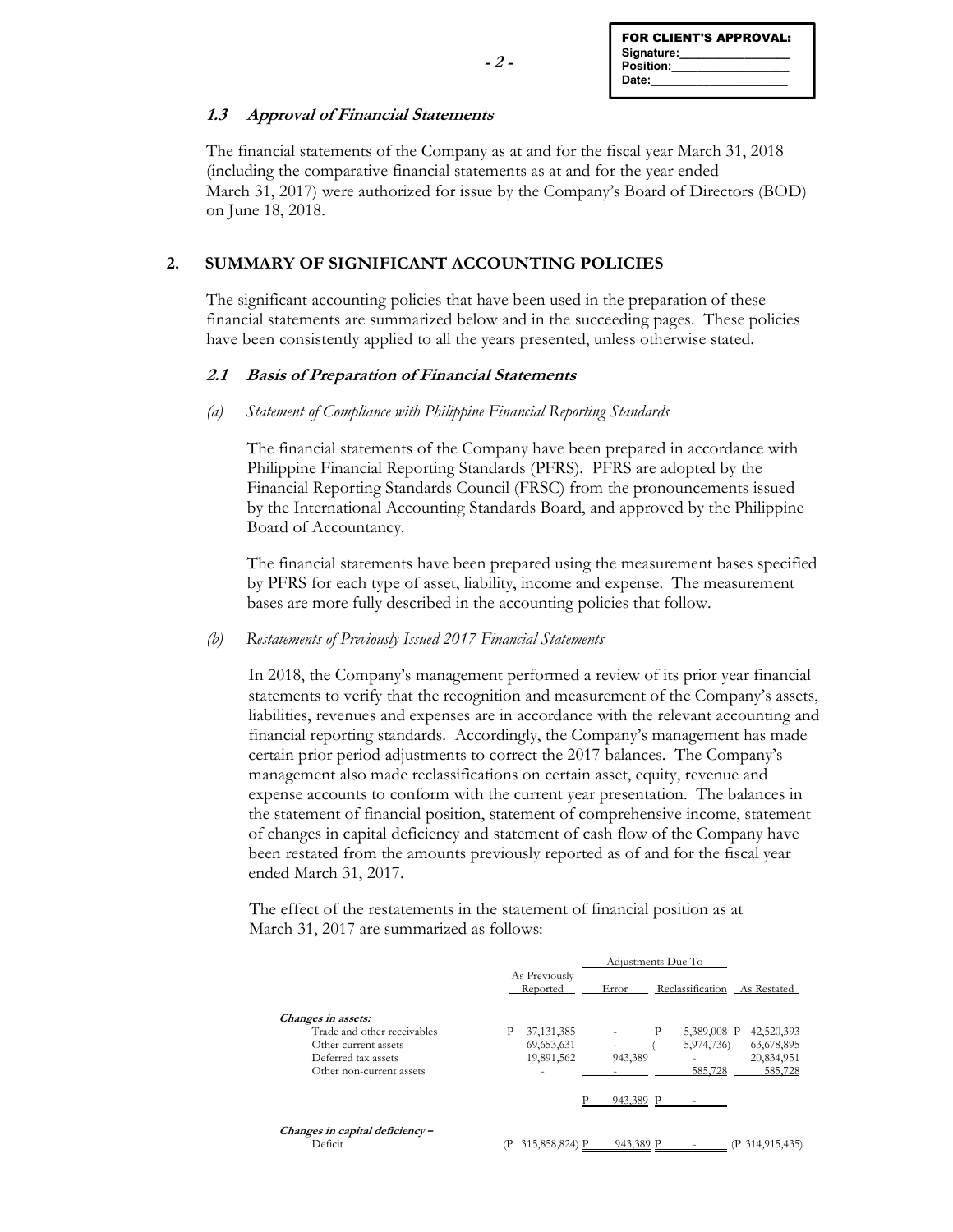FOR CLIENT'S APPROVAL:
Signature:_______________
Position:_______________
Date:_______________

### 1.3 Approval of Financial Statements

The financial statements of the Company as at and for the fiscal year March 31, 2018 (including the comparative financial statements as at and for the year ended March 31, 2017) were authorized for issue by the Company's Board of Directors (BOD) on June 18, 2018.

## 2. SUMMARY OF SIGNIFICANT ACCOUNTING POLICIES

The significant accounting policies that have been used in the preparation of these financial statements are summarized below and in the succeeding pages. These policies have been consistently applied to all the years presented, unless otherwise stated.

### 2.1 Basis of Preparation of Financial Statements

*(a) Statement of Compliance with Philippine Financial Reporting Standards*

The financial statements of the Company have been prepared in accordance with Philippine Financial Reporting Standards (PFRS). PFRS are adopted by the Financial Reporting Standards Council (FRSC) from the pronouncements issued by the International Accounting Standards Board, and approved by the Philippine Board of Accountancy.

The financial statements have been prepared using the measurement bases specified by PFRS for each type of asset, liability, income and expense. The measurement bases are more fully described in the accounting policies that follow.

*(b) Restatements of Previously Issued 2017 Financial Statements*

In 2018, the Company's management performed a review of its prior year financial statements to verify that the recognition and measurement of the Company's assets, liabilities, revenues and expenses are in accordance with the relevant accounting and financial reporting standards. Accordingly, the Company's management has made certain prior period adjustments to correct the 2017 balances. The Company's management also made reclassifications on certain asset, equity, revenue and expense accounts to conform with the current year presentation. The balances in the statement of financial position, statement of comprehensive income, statement of changes in capital deficiency and statement of cash flow of the Company have been restated from the amounts previously reported as of and for the fiscal year ended March 31, 2017.

The effect of the restatements in the statement of financial position as at March 31, 2017 are summarized as follows:

| | As Previously Reported | Adjustments Due To | | As Restated |
|---|---|---|---|---|
| | | Error | Reclassification | |
| ***Changes in assets:*** | | | | |
| Trade and other receivables | P 37,131,385 | - | P 5,389,008 | P 42,520,393 |
| Other current assets | 69,653,631 | - | ( 5,974,736) | 63,678,895 |
| Deferred tax assets | 19,891,562 | 943,389 | - | 20,834,951 |
| Other non-current assets | - | - | 585,728 | 585,728 |
| | | P 943,389 | P - | |
| ***Changes in capital deficiency –*** | | | | |
| Deficit | (P 315,858,824) | P 943,389 | P - | (P 314,915,435) |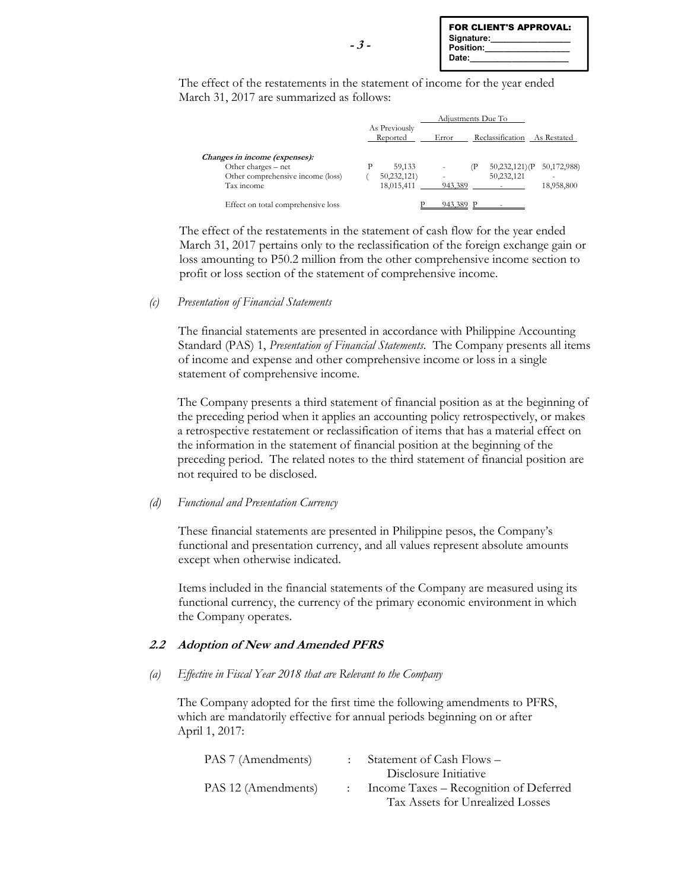The effect of the restatements in the statement of income for the year ended March 31, 2017 are summarized as follows:

| | As Previously Reported | Adjustments Due To Error | Reclassification | As Restated |
|---|---|---|---|---|
| ***Changes in income (expenses):*** | | | | |
| Other charges – net | P 59,133 | - | (P 50,232,121) | (P 50,172,988) |
| Other comprehensive income (loss) | ( 50,232,121) | - | 50,232,121 | - |
| Tax income | 18,015,411 | 943,389 | - | 18,958,800 |
| Effect on total comprehensive loss | | P 943,389 | P - | |

The effect of the restatements in the statement of cash flow for the year ended March 31, 2017 pertains only to the reclassification of the foreign exchange gain or loss amounting to P50.2 million from the other comprehensive income section to profit or loss section of the statement of comprehensive income.

*(c) Presentation of Financial Statements*

The financial statements are presented in accordance with Philippine Accounting Standard (PAS) 1, *Presentation of Financial Statements*. The Company presents all items of income and expense and other comprehensive income or loss in a single statement of comprehensive income.

The Company presents a third statement of financial position as at the beginning of the preceding period when it applies an accounting policy retrospectively, or makes a retrospective restatement or reclassification of items that has a material effect on the information in the statement of financial position at the beginning of the preceding period. The related notes to the third statement of financial position are not required to be disclosed.

*(d) Functional and Presentation Currency*

These financial statements are presented in Philippine pesos, the Company's functional and presentation currency, and all values represent absolute amounts except when otherwise indicated.

Items included in the financial statements of the Company are measured using its functional currency, the currency of the primary economic environment in which the Company operates.

### 2.2 Adoption of New and Amended PFRS

*(a) Effective in Fiscal Year 2018 that are Relevant to the Company*

The Company adopted for the first time the following amendments to PFRS, which are mandatorily effective for annual periods beginning on or after April 1, 2017:

| | | |
|---|---|---|
| PAS 7 (Amendments) | : | Statement of Cash Flows – Disclosure Initiative |
| PAS 12 (Amendments) | : | Income Taxes – Recognition of Deferred Tax Assets for Unrealized Losses |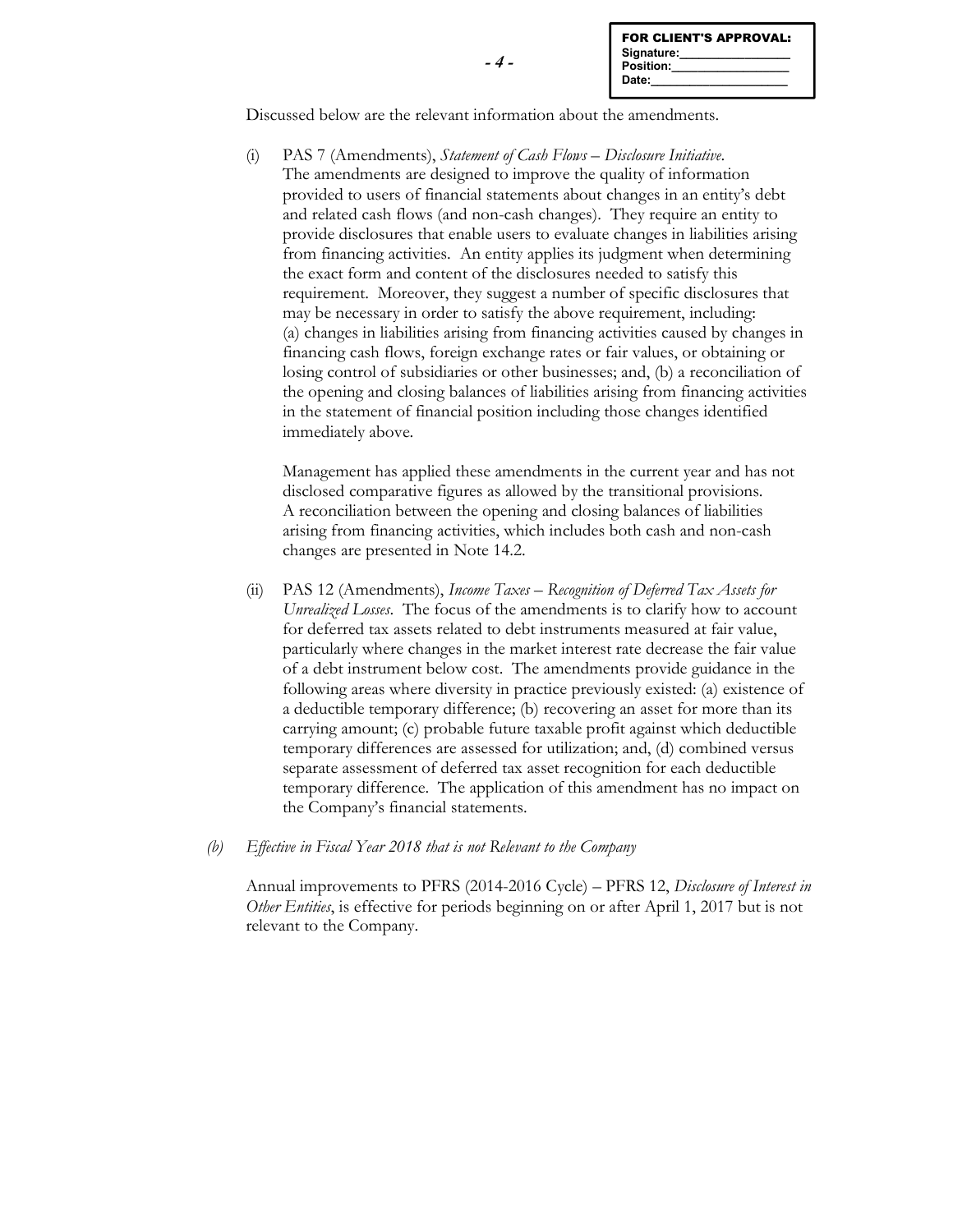Discussed below are the relevant information about the amendments.

(i) PAS 7 (Amendments), *Statement of Cash Flows – Disclosure Initiative*. The amendments are designed to improve the quality of information provided to users of financial statements about changes in an entity's debt and related cash flows (and non-cash changes). They require an entity to provide disclosures that enable users to evaluate changes in liabilities arising from financing activities. An entity applies its judgment when determining the exact form and content of the disclosures needed to satisfy this requirement. Moreover, they suggest a number of specific disclosures that may be necessary in order to satisfy the above requirement, including: (a) changes in liabilities arising from financing activities caused by changes in financing cash flows, foreign exchange rates or fair values, or obtaining or losing control of subsidiaries or other businesses; and, (b) a reconciliation of the opening and closing balances of liabilities arising from financing activities in the statement of financial position including those changes identified immediately above.

Management has applied these amendments in the current year and has not disclosed comparative figures as allowed by the transitional provisions. A reconciliation between the opening and closing balances of liabilities arising from financing activities, which includes both cash and non-cash changes are presented in Note 14.2.

(ii) PAS 12 (Amendments), *Income Taxes – Recognition of Deferred Tax Assets for Unrealized Losses*. The focus of the amendments is to clarify how to account for deferred tax assets related to debt instruments measured at fair value, particularly where changes in the market interest rate decrease the fair value of a debt instrument below cost. The amendments provide guidance in the following areas where diversity in practice previously existed: (a) existence of a deductible temporary difference; (b) recovering an asset for more than its carrying amount; (c) probable future taxable profit against which deductible temporary differences are assessed for utilization; and, (d) combined versus separate assessment of deferred tax asset recognition for each deductible temporary difference. The application of this amendment has no impact on the Company's financial statements.

*(b) Effective in Fiscal Year 2018 that is not Relevant to the Company*

Annual improvements to PFRS (2014-2016 Cycle) – PFRS 12, *Disclosure of Interest in Other Entities*, is effective for periods beginning on or after April 1, 2017 but is not relevant to the Company.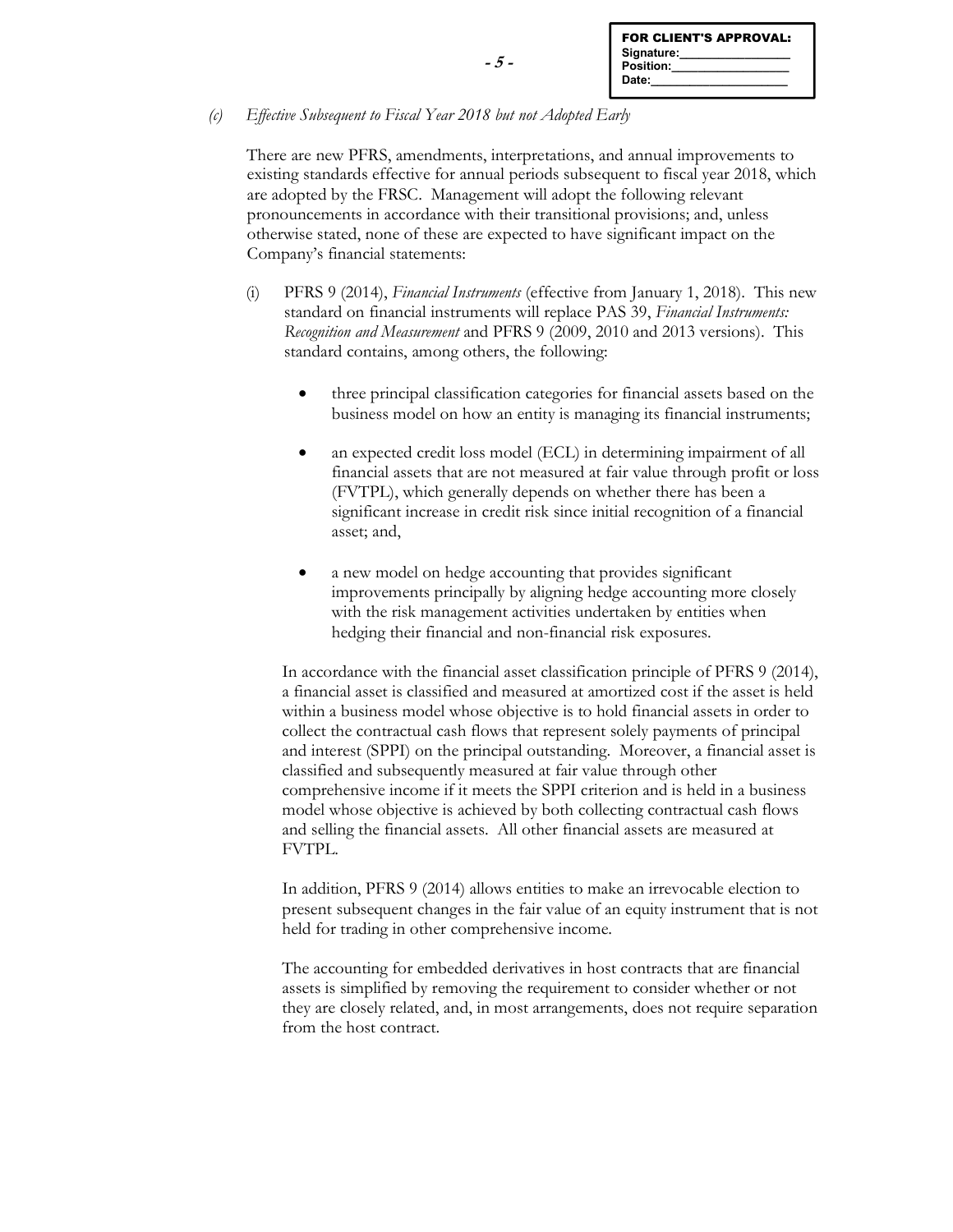*(c) Effective Subsequent to Fiscal Year 2018 but not Adopted Early*

There are new PFRS, amendments, interpretations, and annual improvements to existing standards effective for annual periods subsequent to fiscal year 2018, which are adopted by the FRSC. Management will adopt the following relevant pronouncements in accordance with their transitional provisions; and, unless otherwise stated, none of these are expected to have significant impact on the Company's financial statements:

(i) PFRS 9 (2014), *Financial Instruments* (effective from January 1, 2018). This new standard on financial instruments will replace PAS 39, *Financial Instruments: Recognition and Measurement* and PFRS 9 (2009, 2010 and 2013 versions). This standard contains, among others, the following:

- three principal classification categories for financial assets based on the business model on how an entity is managing its financial instruments;

- an expected credit loss model (ECL) in determining impairment of all financial assets that are not measured at fair value through profit or loss (FVTPL), which generally depends on whether there has been a significant increase in credit risk since initial recognition of a financial asset; and,

- a new model on hedge accounting that provides significant improvements principally by aligning hedge accounting more closely with the risk management activities undertaken by entities when hedging their financial and non-financial risk exposures.

In accordance with the financial asset classification principle of PFRS 9 (2014), a financial asset is classified and measured at amortized cost if the asset is held within a business model whose objective is to hold financial assets in order to collect the contractual cash flows that represent solely payments of principal and interest (SPPI) on the principal outstanding. Moreover, a financial asset is classified and subsequently measured at fair value through other comprehensive income if it meets the SPPI criterion and is held in a business model whose objective is achieved by both collecting contractual cash flows and selling the financial assets. All other financial assets are measured at FVTPL.

In addition, PFRS 9 (2014) allows entities to make an irrevocable election to present subsequent changes in the fair value of an equity instrument that is not held for trading in other comprehensive income.

The accounting for embedded derivatives in host contracts that are financial assets is simplified by removing the requirement to consider whether or not they are closely related, and, in most arrangements, does not require separation from the host contract.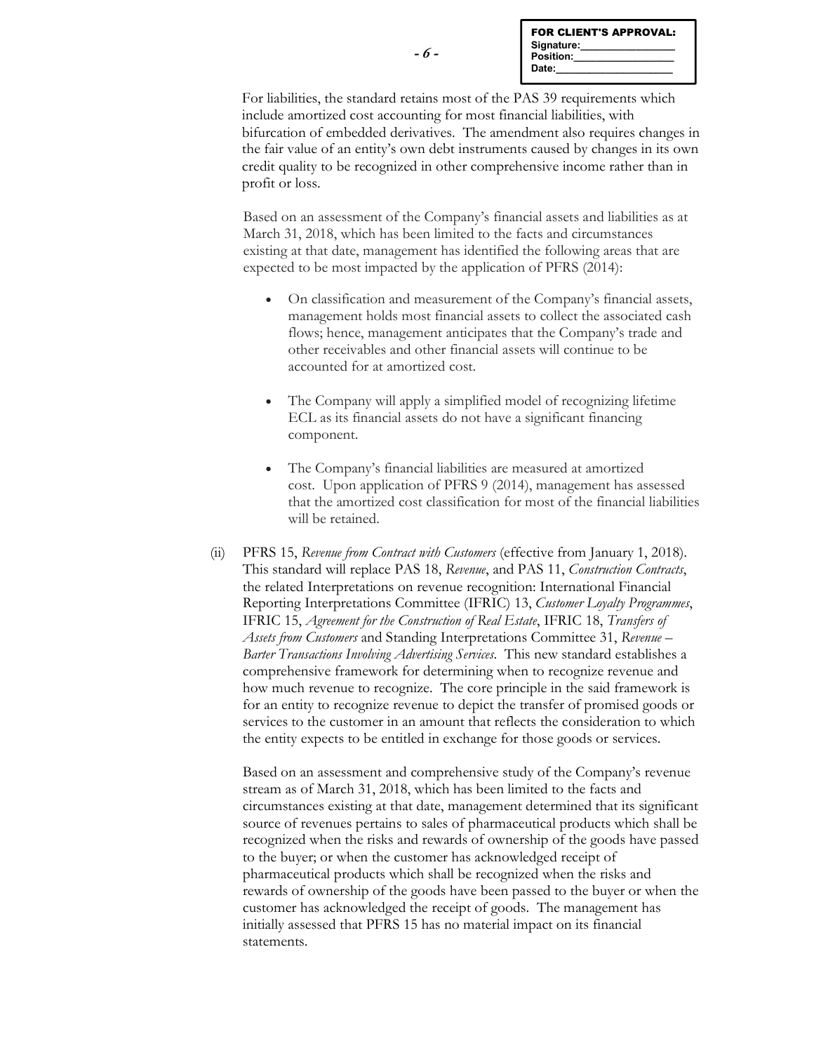For liabilities, the standard retains most of the PAS 39 requirements which include amortized cost accounting for most financial liabilities, with bifurcation of embedded derivatives. The amendment also requires changes in the fair value of an entity's own debt instruments caused by changes in its own credit quality to be recognized in other comprehensive income rather than in profit or loss.

Based on an assessment of the Company's financial assets and liabilities as at March 31, 2018, which has been limited to the facts and circumstances existing at that date, management has identified the following areas that are expected to be most impacted by the application of PFRS (2014):

- On classification and measurement of the Company's financial assets, management holds most financial assets to collect the associated cash flows; hence, management anticipates that the Company's trade and other receivables and other financial assets will continue to be accounted for at amortized cost.

- The Company will apply a simplified model of recognizing lifetime ECL as its financial assets do not have a significant financing component.

- The Company's financial liabilities are measured at amortized cost. Upon application of PFRS 9 (2014), management has assessed that the amortized cost classification for most of the financial liabilities will be retained.

(ii) PFRS 15, *Revenue from Contract with Customers* (effective from January 1, 2018). This standard will replace PAS 18, *Revenue*, and PAS 11, *Construction Contracts*, the related Interpretations on revenue recognition: International Financial Reporting Interpretations Committee (IFRIC) 13, *Customer Loyalty Programmes*, IFRIC 15, *Agreement for the Construction of Real Estate*, IFRIC 18, *Transfers of Assets from Customers* and Standing Interpretations Committee 31, *Revenue – Barter Transactions Involving Advertising Services*. This new standard establishes a comprehensive framework for determining when to recognize revenue and how much revenue to recognize. The core principle in the said framework is for an entity to recognize revenue to depict the transfer of promised goods or services to the customer in an amount that reflects the consideration to which the entity expects to be entitled in exchange for those goods or services.

Based on an assessment and comprehensive study of the Company's revenue stream as of March 31, 2018, which has been limited to the facts and circumstances existing at that date, management determined that its significant source of revenues pertains to sales of pharmaceutical products which shall be recognized when the risks and rewards of ownership of the goods have passed to the buyer; or when the customer has acknowledged receipt of pharmaceutical products which shall be recognized when the risks and rewards of ownership of the goods have been passed to the buyer or when the customer has acknowledged the receipt of goods. The management has initially assessed that PFRS 15 has no material impact on its financial statements.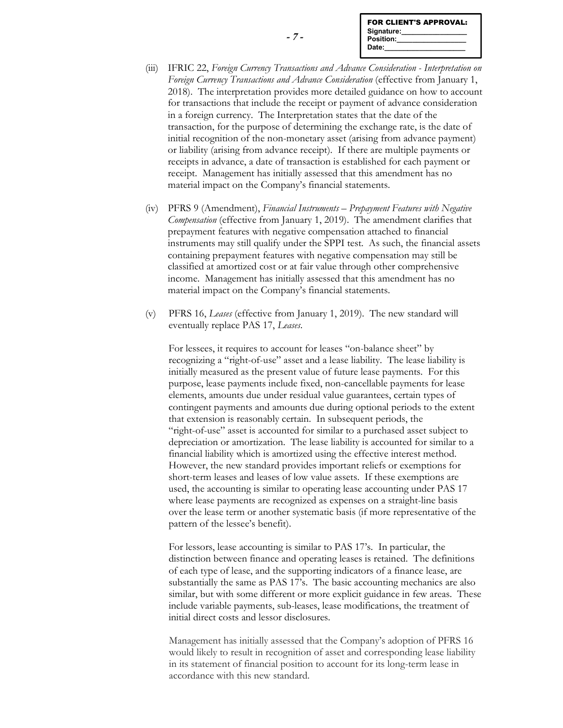(iii) IFRIC 22, *Foreign Currency Transactions and Advance Consideration - Interpretation on Foreign Currency Transactions and Advance Consideration* (effective from January 1, 2018). The interpretation provides more detailed guidance on how to account for transactions that include the receipt or payment of advance consideration in a foreign currency. The Interpretation states that the date of the transaction, for the purpose of determining the exchange rate, is the date of initial recognition of the non-monetary asset (arising from advance payment) or liability (arising from advance receipt). If there are multiple payments or receipts in advance, a date of transaction is established for each payment or receipt. Management has initially assessed that this amendment has no material impact on the Company's financial statements.

(iv) PFRS 9 (Amendment), *Financial Instruments – Prepayment Features with Negative Compensation* (effective from January 1, 2019). The amendment clarifies that prepayment features with negative compensation attached to financial instruments may still qualify under the SPPI test. As such, the financial assets containing prepayment features with negative compensation may still be classified at amortized cost or at fair value through other comprehensive income. Management has initially assessed that this amendment has no material impact on the Company's financial statements.

(v) PFRS 16, *Leases* (effective from January 1, 2019). The new standard will eventually replace PAS 17, *Leases*.

For lessees, it requires to account for leases "on-balance sheet" by recognizing a "right-of-use" asset and a lease liability. The lease liability is initially measured as the present value of future lease payments. For this purpose, lease payments include fixed, non-cancellable payments for lease elements, amounts due under residual value guarantees, certain types of contingent payments and amounts due during optional periods to the extent that extension is reasonably certain. In subsequent periods, the "right-of-use" asset is accounted for similar to a purchased asset subject to depreciation or amortization. The lease liability is accounted for similar to a financial liability which is amortized using the effective interest method. However, the new standard provides important reliefs or exemptions for short-term leases and leases of low value assets. If these exemptions are used, the accounting is similar to operating lease accounting under PAS 17 where lease payments are recognized as expenses on a straight-line basis over the lease term or another systematic basis (if more representative of the pattern of the lessee's benefit).

For lessors, lease accounting is similar to PAS 17's. In particular, the distinction between finance and operating leases is retained. The definitions of each type of lease, and the supporting indicators of a finance lease, are substantially the same as PAS 17's. The basic accounting mechanics are also similar, but with some different or more explicit guidance in few areas. These include variable payments, sub-leases, lease modifications, the treatment of initial direct costs and lessor disclosures.

Management has initially assessed that the Company's adoption of PFRS 16 would likely to result in recognition of asset and corresponding lease liability in its statement of financial position to account for its long-term lease in accordance with this new standard.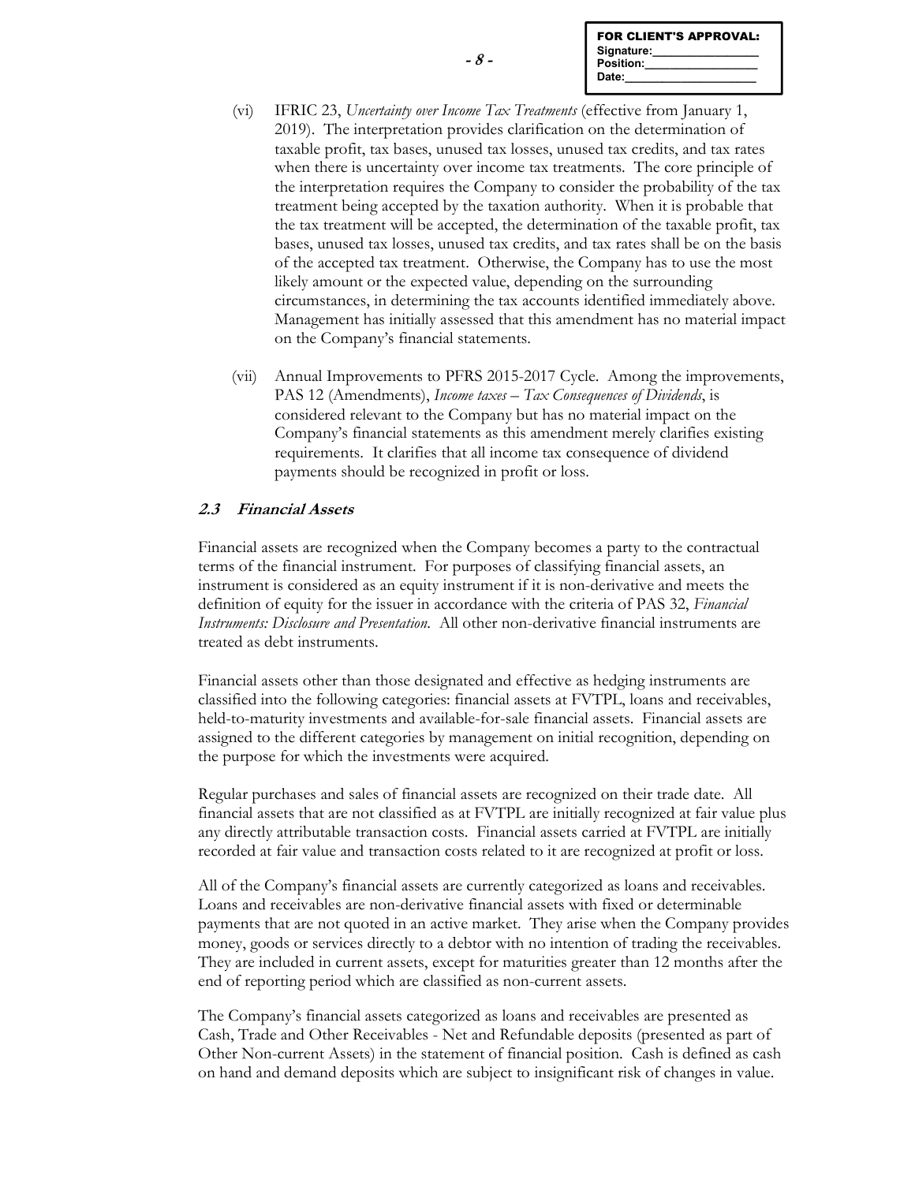(vi) IFRIC 23, *Uncertainty over Income Tax Treatments* (effective from January 1, 2019). The interpretation provides clarification on the determination of taxable profit, tax bases, unused tax losses, unused tax credits, and tax rates when there is uncertainty over income tax treatments. The core principle of the interpretation requires the Company to consider the probability of the tax treatment being accepted by the taxation authority. When it is probable that the tax treatment will be accepted, the determination of the taxable profit, tax bases, unused tax losses, unused tax credits, and tax rates shall be on the basis of the accepted tax treatment. Otherwise, the Company has to use the most likely amount or the expected value, depending on the surrounding circumstances, in determining the tax accounts identified immediately above. Management has initially assessed that this amendment has no material impact on the Company's financial statements.

(vii) Annual Improvements to PFRS 2015-2017 Cycle. Among the improvements, PAS 12 (Amendments), *Income taxes – Tax Consequences of Dividends*, is considered relevant to the Company but has no material impact on the Company's financial statements as this amendment merely clarifies existing requirements. It clarifies that all income tax consequence of dividend payments should be recognized in profit or loss.

### *2.3 Financial Assets*

Financial assets are recognized when the Company becomes a party to the contractual terms of the financial instrument. For purposes of classifying financial assets, an instrument is considered as an equity instrument if it is non-derivative and meets the definition of equity for the issuer in accordance with the criteria of PAS 32, *Financial Instruments: Disclosure and Presentation*. All other non-derivative financial instruments are treated as debt instruments.

Financial assets other than those designated and effective as hedging instruments are classified into the following categories: financial assets at FVTPL, loans and receivables, held-to-maturity investments and available-for-sale financial assets. Financial assets are assigned to the different categories by management on initial recognition, depending on the purpose for which the investments were acquired.

Regular purchases and sales of financial assets are recognized on their trade date. All financial assets that are not classified as at FVTPL are initially recognized at fair value plus any directly attributable transaction costs. Financial assets carried at FVTPL are initially recorded at fair value and transaction costs related to it are recognized at profit or loss.

All of the Company's financial assets are currently categorized as loans and receivables. Loans and receivables are non-derivative financial assets with fixed or determinable payments that are not quoted in an active market. They arise when the Company provides money, goods or services directly to a debtor with no intention of trading the receivables. They are included in current assets, except for maturities greater than 12 months after the end of reporting period which are classified as non-current assets.

The Company's financial assets categorized as loans and receivables are presented as Cash, Trade and Other Receivables - Net and Refundable deposits (presented as part of Other Non-current Assets) in the statement of financial position. Cash is defined as cash on hand and demand deposits which are subject to insignificant risk of changes in value.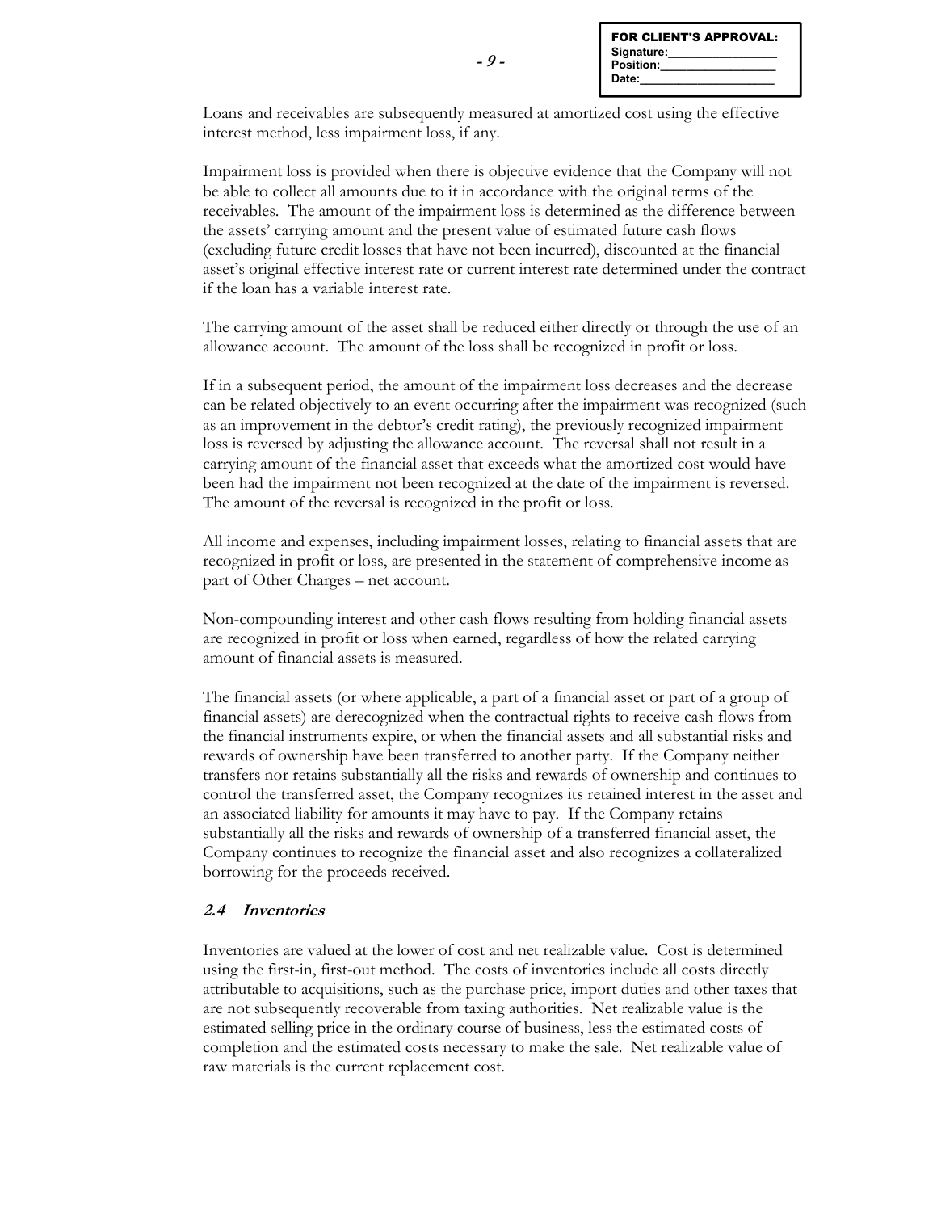Loans and receivables are subsequently measured at amortized cost using the effective interest method, less impairment loss, if any.

Impairment loss is provided when there is objective evidence that the Company will not be able to collect all amounts due to it in accordance with the original terms of the receivables. The amount of the impairment loss is determined as the difference between the assets' carrying amount and the present value of estimated future cash flows (excluding future credit losses that have not been incurred), discounted at the financial asset's original effective interest rate or current interest rate determined under the contract if the loan has a variable interest rate.

The carrying amount of the asset shall be reduced either directly or through the use of an allowance account. The amount of the loss shall be recognized in profit or loss.

If in a subsequent period, the amount of the impairment loss decreases and the decrease can be related objectively to an event occurring after the impairment was recognized (such as an improvement in the debtor's credit rating), the previously recognized impairment loss is reversed by adjusting the allowance account. The reversal shall not result in a carrying amount of the financial asset that exceeds what the amortized cost would have been had the impairment not been recognized at the date of the impairment is reversed. The amount of the reversal is recognized in the profit or loss.

All income and expenses, including impairment losses, relating to financial assets that are recognized in profit or loss, are presented in the statement of comprehensive income as part of Other Charges – net account.

Non-compounding interest and other cash flows resulting from holding financial assets are recognized in profit or loss when earned, regardless of how the related carrying amount of financial assets is measured.

The financial assets (or where applicable, a part of a financial asset or part of a group of financial assets) are derecognized when the contractual rights to receive cash flows from the financial instruments expire, or when the financial assets and all substantial risks and rewards of ownership have been transferred to another party. If the Company neither transfers nor retains substantially all the risks and rewards of ownership and continues to control the transferred asset, the Company recognizes its retained interest in the asset and an associated liability for amounts it may have to pay. If the Company retains substantially all the risks and rewards of ownership of a transferred financial asset, the Company continues to recognize the financial asset and also recognizes a collateralized borrowing for the proceeds received.

### *2.4 Inventories*

Inventories are valued at the lower of cost and net realizable value. Cost is determined using the first-in, first-out method. The costs of inventories include all costs directly attributable to acquisitions, such as the purchase price, import duties and other taxes that are not subsequently recoverable from taxing authorities. Net realizable value is the estimated selling price in the ordinary course of business, less the estimated costs of completion and the estimated costs necessary to make the sale. Net realizable value of raw materials is the current replacement cost.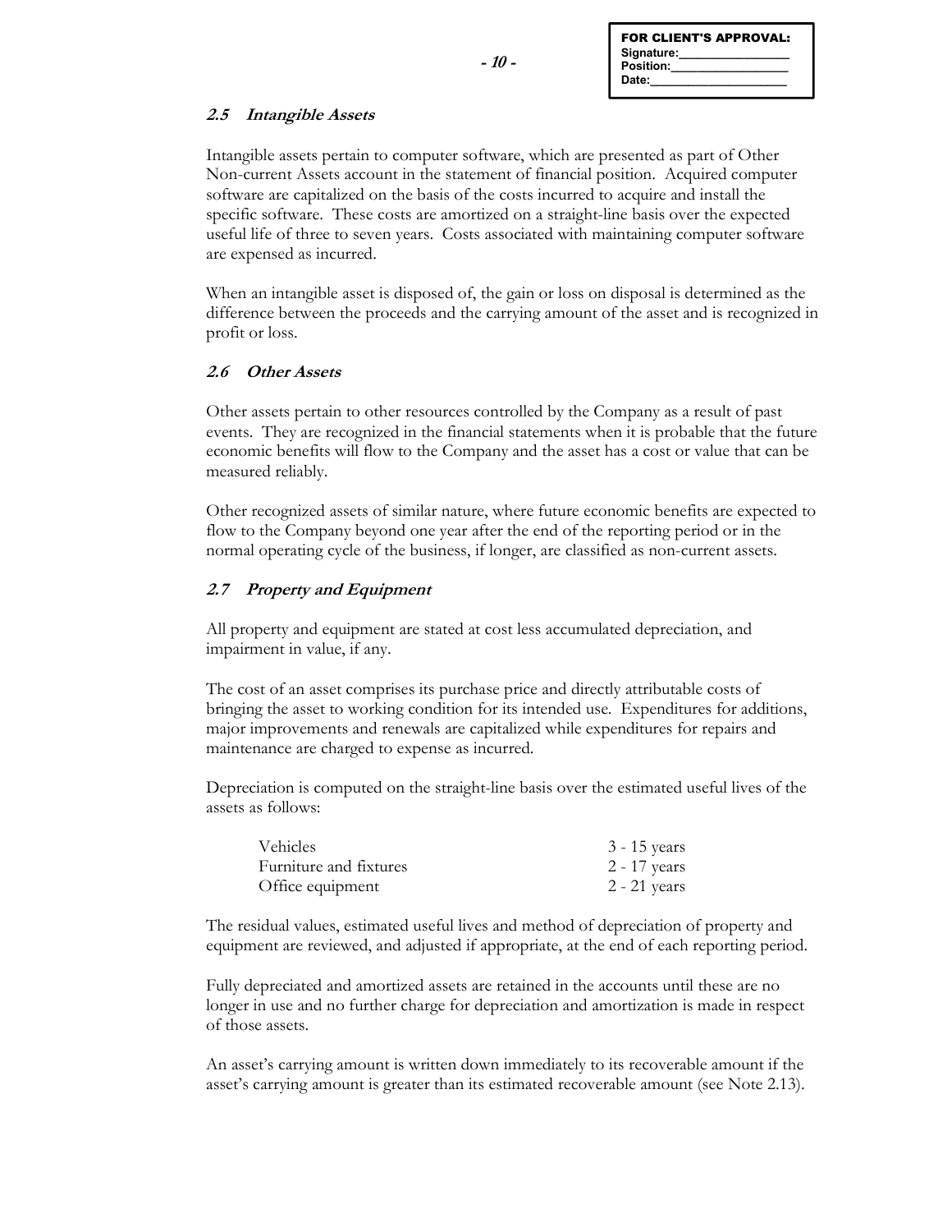### *2.5 Intangible Assets*

Intangible assets pertain to computer software, which are presented as part of Other Non-current Assets account in the statement of financial position. Acquired computer software are capitalized on the basis of the costs incurred to acquire and install the specific software. These costs are amortized on a straight-line basis over the expected useful life of three to seven years. Costs associated with maintaining computer software are expensed as incurred.

When an intangible asset is disposed of, the gain or loss on disposal is determined as the difference between the proceeds and the carrying amount of the asset and is recognized in profit or loss.

### *2.6 Other Assets*

Other assets pertain to other resources controlled by the Company as a result of past events. They are recognized in the financial statements when it is probable that the future economic benefits will flow to the Company and the asset has a cost or value that can be measured reliably.

Other recognized assets of similar nature, where future economic benefits are expected to flow to the Company beyond one year after the end of the reporting period or in the normal operating cycle of the business, if longer, are classified as non-current assets.

### *2.7 Property and Equipment*

All property and equipment are stated at cost less accumulated depreciation, and impairment in value, if any.

The cost of an asset comprises its purchase price and directly attributable costs of bringing the asset to working condition for its intended use. Expenditures for additions, major improvements and renewals are capitalized while expenditures for repairs and maintenance are charged to expense as incurred.

Depreciation is computed on the straight-line basis over the estimated useful lives of the assets as follows:

| | |
|---|---|
| Vehicles | 3 - 15 years |
| Furniture and fixtures | 2 - 17 years |
| Office equipment | 2 - 21 years |

The residual values, estimated useful lives and method of depreciation of property and equipment are reviewed, and adjusted if appropriate, at the end of each reporting period.

Fully depreciated and amortized assets are retained in the accounts until these are no longer in use and no further charge for depreciation and amortization is made in respect of those assets.

An asset's carrying amount is written down immediately to its recoverable amount if the asset's carrying amount is greater than its estimated recoverable amount (see Note 2.13).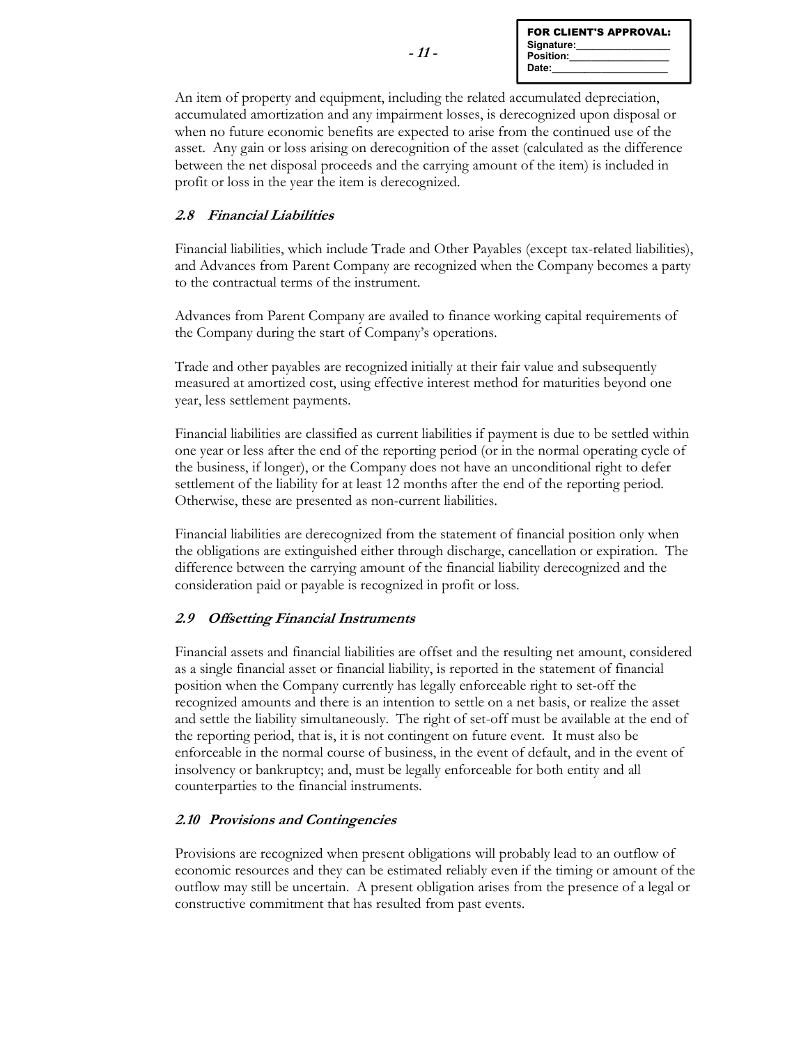An item of property and equipment, including the related accumulated depreciation, accumulated amortization and any impairment losses, is derecognized upon disposal or when no future economic benefits are expected to arise from the continued use of the asset. Any gain or loss arising on derecognition of the asset (calculated as the difference between the net disposal proceeds and the carrying amount of the item) is included in profit or loss in the year the item is derecognized.

### *2.8 Financial Liabilities*

Financial liabilities, which include Trade and Other Payables (except tax-related liabilities), and Advances from Parent Company are recognized when the Company becomes a party to the contractual terms of the instrument.

Advances from Parent Company are availed to finance working capital requirements of the Company during the start of Company's operations.

Trade and other payables are recognized initially at their fair value and subsequently measured at amortized cost, using effective interest method for maturities beyond one year, less settlement payments.

Financial liabilities are classified as current liabilities if payment is due to be settled within one year or less after the end of the reporting period (or in the normal operating cycle of the business, if longer), or the Company does not have an unconditional right to defer settlement of the liability for at least 12 months after the end of the reporting period. Otherwise, these are presented as non-current liabilities.

Financial liabilities are derecognized from the statement of financial position only when the obligations are extinguished either through discharge, cancellation or expiration. The difference between the carrying amount of the financial liability derecognized and the consideration paid or payable is recognized in profit or loss.

### *2.9 Offsetting Financial Instruments*

Financial assets and financial liabilities are offset and the resulting net amount, considered as a single financial asset or financial liability, is reported in the statement of financial position when the Company currently has legally enforceable right to set-off the recognized amounts and there is an intention to settle on a net basis, or realize the asset and settle the liability simultaneously. The right of set-off must be available at the end of the reporting period, that is, it is not contingent on future event. It must also be enforceable in the normal course of business, in the event of default, and in the event of insolvency or bankruptcy; and, must be legally enforceable for both entity and all counterparties to the financial instruments.

### *2.10 Provisions and Contingencies*

Provisions are recognized when present obligations will probably lead to an outflow of economic resources and they can be estimated reliably even if the timing or amount of the outflow may still be uncertain. A present obligation arises from the presence of a legal or constructive commitment that has resulted from past events.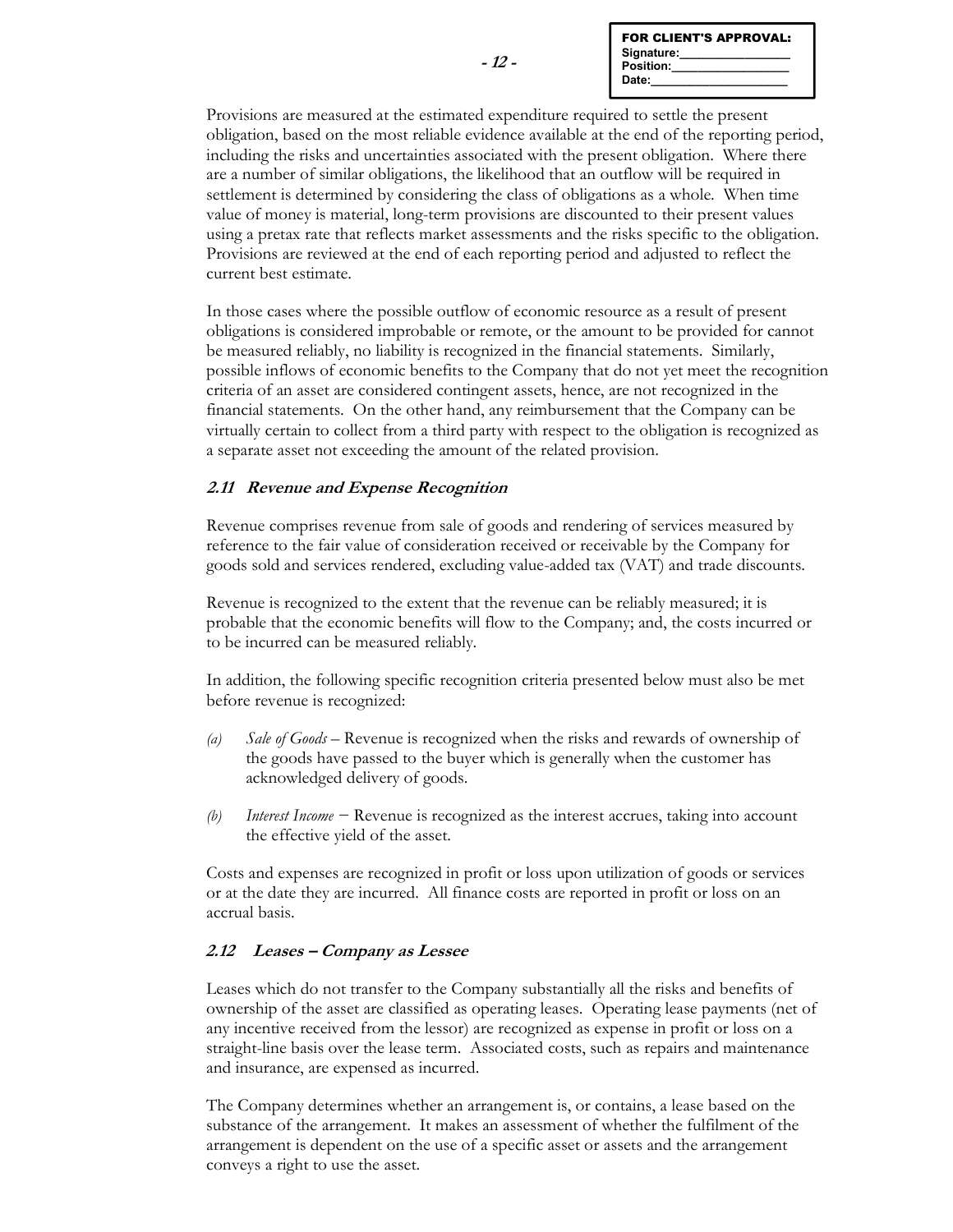Provisions are measured at the estimated expenditure required to settle the present obligation, based on the most reliable evidence available at the end of the reporting period, including the risks and uncertainties associated with the present obligation. Where there are a number of similar obligations, the likelihood that an outflow will be required in settlement is determined by considering the class of obligations as a whole. When time value of money is material, long-term provisions are discounted to their present values using a pretax rate that reflects market assessments and the risks specific to the obligation. Provisions are reviewed at the end of each reporting period and adjusted to reflect the current best estimate.

In those cases where the possible outflow of economic resource as a result of present obligations is considered improbable or remote, or the amount to be provided for cannot be measured reliably, no liability is recognized in the financial statements. Similarly, possible inflows of economic benefits to the Company that do not yet meet the recognition criteria of an asset are considered contingent assets, hence, are not recognized in the financial statements. On the other hand, any reimbursement that the Company can be virtually certain to collect from a third party with respect to the obligation is recognized as a separate asset not exceeding the amount of the related provision.

### *2.11 Revenue and Expense Recognition*

Revenue comprises revenue from sale of goods and rendering of services measured by reference to the fair value of consideration received or receivable by the Company for goods sold and services rendered, excluding value-added tax (VAT) and trade discounts.

Revenue is recognized to the extent that the revenue can be reliably measured; it is probable that the economic benefits will flow to the Company; and, the costs incurred or to be incurred can be measured reliably.

In addition, the following specific recognition criteria presented below must also be met before revenue is recognized:

*(a)* *Sale of Goods* – Revenue is recognized when the risks and rewards of ownership of the goods have passed to the buyer which is generally when the customer has acknowledged delivery of goods.

*(b)* *Interest Income* – Revenue is recognized as the interest accrues, taking into account the effective yield of the asset.

Costs and expenses are recognized in profit or loss upon utilization of goods or services or at the date they are incurred. All finance costs are reported in profit or loss on an accrual basis.

### *2.12 Leases – Company as Lessee*

Leases which do not transfer to the Company substantially all the risks and benefits of ownership of the asset are classified as operating leases. Operating lease payments (net of any incentive received from the lessor) are recognized as expense in profit or loss on a straight-line basis over the lease term. Associated costs, such as repairs and maintenance and insurance, are expensed as incurred.

The Company determines whether an arrangement is, or contains, a lease based on the substance of the arrangement. It makes an assessment of whether the fulfilment of the arrangement is dependent on the use of a specific asset or assets and the arrangement conveys a right to use the asset.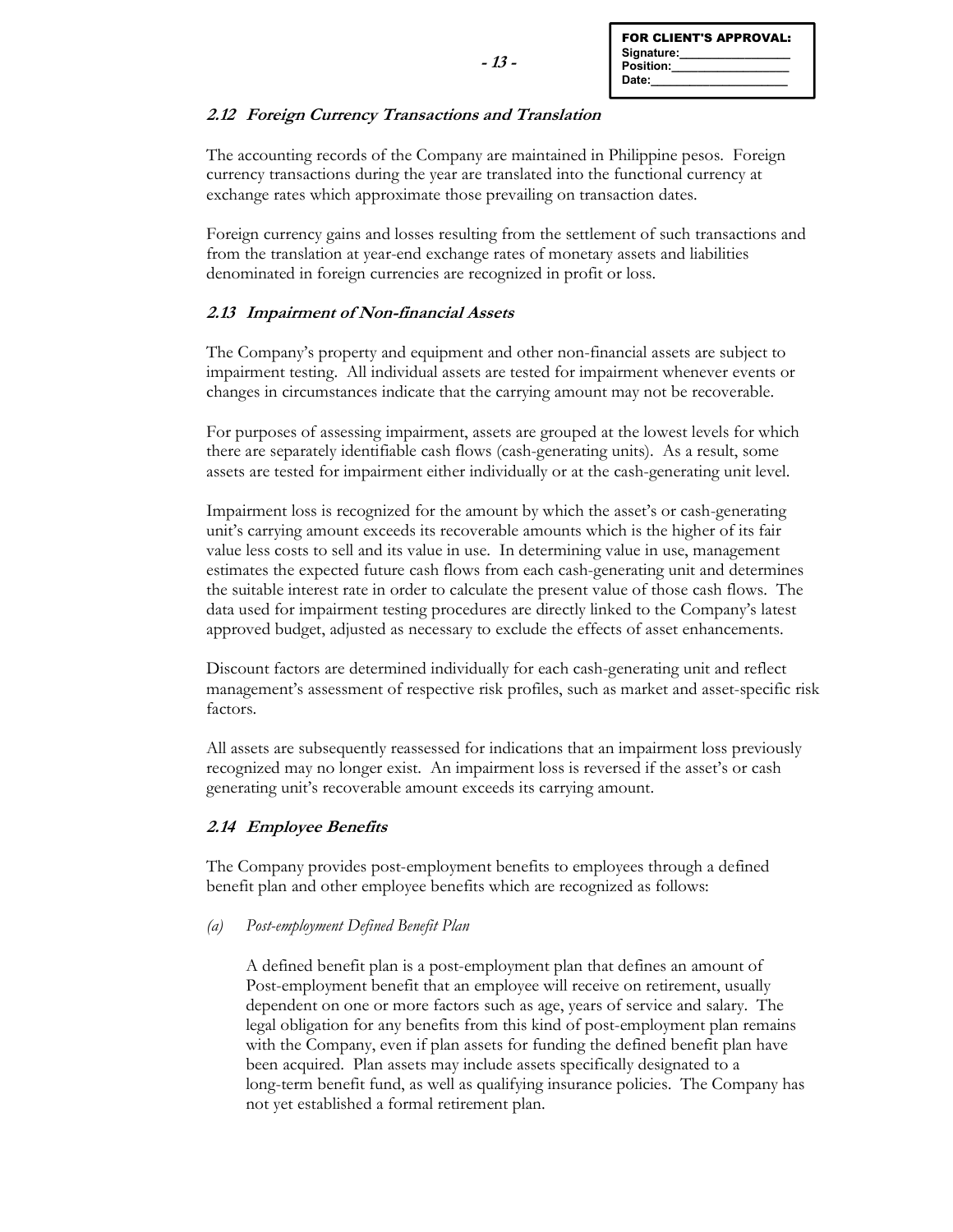FOR CLIENT'S APPROVAL:
Signature:\_\_\_\_\_\_\_\_\_\_\_\_\_\_\_\_
Position:\_\_\_\_\_\_\_\_\_\_\_\_\_\_\_\_\_
Date:\_\_\_\_\_\_\_\_\_\_\_\_\_\_\_\_\_\_\_\_

### *2.12 Foreign Currency Transactions and Translation*

The accounting records of the Company are maintained in Philippine pesos. Foreign currency transactions during the year are translated into the functional currency at exchange rates which approximate those prevailing on transaction dates.

Foreign currency gains and losses resulting from the settlement of such transactions and from the translation at year-end exchange rates of monetary assets and liabilities denominated in foreign currencies are recognized in profit or loss.

### *2.13 Impairment of Non-financial Assets*

The Company's property and equipment and other non-financial assets are subject to impairment testing. All individual assets are tested for impairment whenever events or changes in circumstances indicate that the carrying amount may not be recoverable.

For purposes of assessing impairment, assets are grouped at the lowest levels for which there are separately identifiable cash flows (cash-generating units). As a result, some assets are tested for impairment either individually or at the cash-generating unit level.

Impairment loss is recognized for the amount by which the asset's or cash-generating unit's carrying amount exceeds its recoverable amounts which is the higher of its fair value less costs to sell and its value in use. In determining value in use, management estimates the expected future cash flows from each cash-generating unit and determines the suitable interest rate in order to calculate the present value of those cash flows. The data used for impairment testing procedures are directly linked to the Company's latest approved budget, adjusted as necessary to exclude the effects of asset enhancements.

Discount factors are determined individually for each cash-generating unit and reflect management's assessment of respective risk profiles, such as market and asset-specific risk factors.

All assets are subsequently reassessed for indications that an impairment loss previously recognized may no longer exist. An impairment loss is reversed if the asset's or cash generating unit's recoverable amount exceeds its carrying amount.

### *2.14 Employee Benefits*

The Company provides post-employment benefits to employees through a defined benefit plan and other employee benefits which are recognized as follows:

*(a) Post-employment Defined Benefit Plan*

A defined benefit plan is a post-employment plan that defines an amount of Post-employment benefit that an employee will receive on retirement, usually dependent on one or more factors such as age, years of service and salary. The legal obligation for any benefits from this kind of post-employment plan remains with the Company, even if plan assets for funding the defined benefit plan have been acquired. Plan assets may include assets specifically designated to a long-term benefit fund, as well as qualifying insurance policies. The Company has not yet established a formal retirement plan.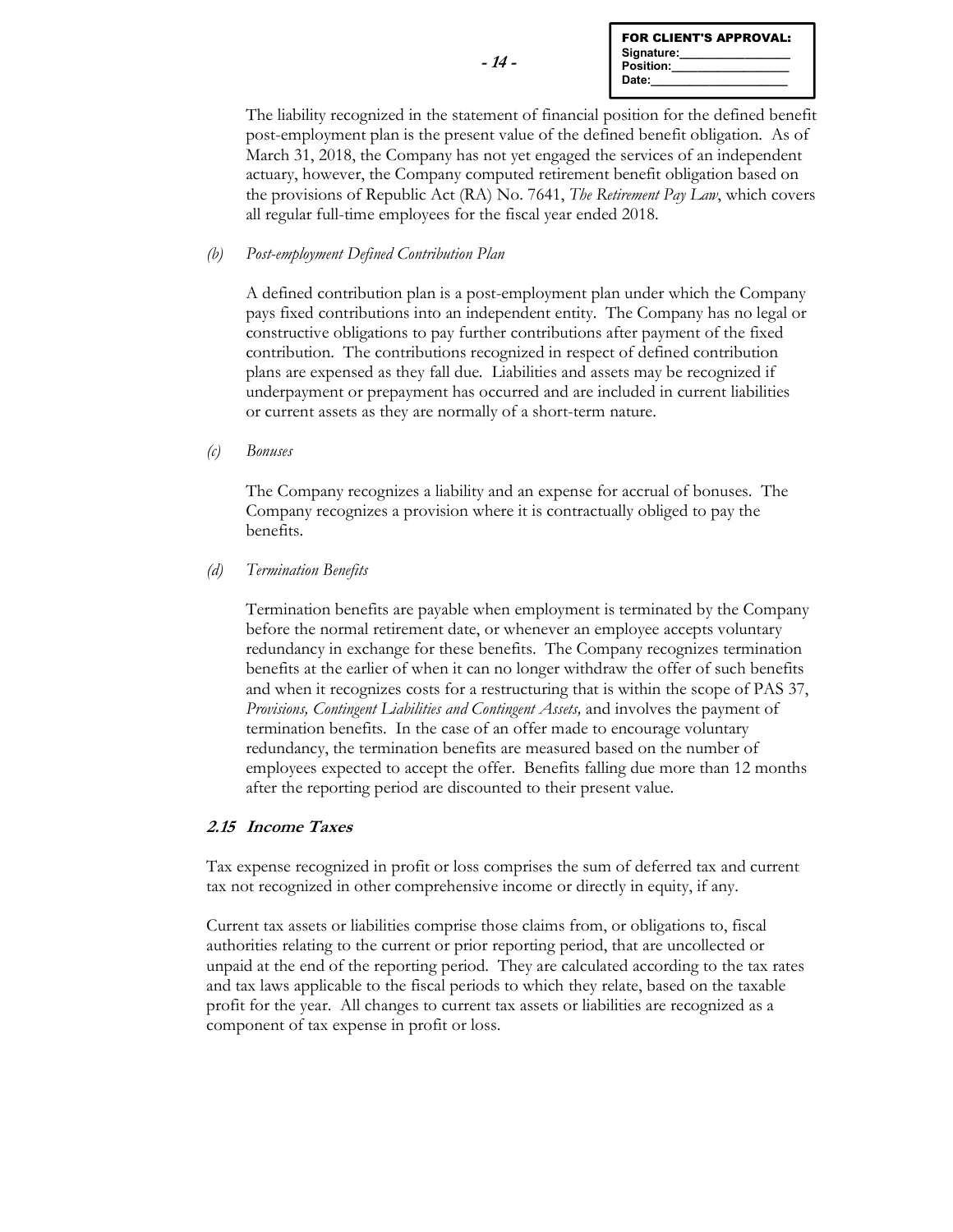The liability recognized in the statement of financial position for the defined benefit post-employment plan is the present value of the defined benefit obligation. As of March 31, 2018, the Company has not yet engaged the services of an independent actuary, however, the Company computed retirement benefit obligation based on the provisions of Republic Act (RA) No. 7641, *The Retirement Pay Law*, which covers all regular full-time employees for the fiscal year ended 2018.

*(b) Post-employment Defined Contribution Plan*

A defined contribution plan is a post-employment plan under which the Company pays fixed contributions into an independent entity. The Company has no legal or constructive obligations to pay further contributions after payment of the fixed contribution. The contributions recognized in respect of defined contribution plans are expensed as they fall due. Liabilities and assets may be recognized if underpayment or prepayment has occurred and are included in current liabilities or current assets as they are normally of a short-term nature.

*(c) Bonuses*

The Company recognizes a liability and an expense for accrual of bonuses. The Company recognizes a provision where it is contractually obliged to pay the benefits.

*(d) Termination Benefits*

Termination benefits are payable when employment is terminated by the Company before the normal retirement date, or whenever an employee accepts voluntary redundancy in exchange for these benefits. The Company recognizes termination benefits at the earlier of when it can no longer withdraw the offer of such benefits and when it recognizes costs for a restructuring that is within the scope of PAS 37, *Provisions, Contingent Liabilities and Contingent Assets,* and involves the payment of termination benefits. In the case of an offer made to encourage voluntary redundancy, the termination benefits are measured based on the number of employees expected to accept the offer. Benefits falling due more than 12 months after the reporting period are discounted to their present value.

### *2.15 Income Taxes*

Tax expense recognized in profit or loss comprises the sum of deferred tax and current tax not recognized in other comprehensive income or directly in equity, if any.

Current tax assets or liabilities comprise those claims from, or obligations to, fiscal authorities relating to the current or prior reporting period, that are uncollected or unpaid at the end of the reporting period. They are calculated according to the tax rates and tax laws applicable to the fiscal periods to which they relate, based on the taxable profit for the year. All changes to current tax assets or liabilities are recognized as a component of tax expense in profit or loss.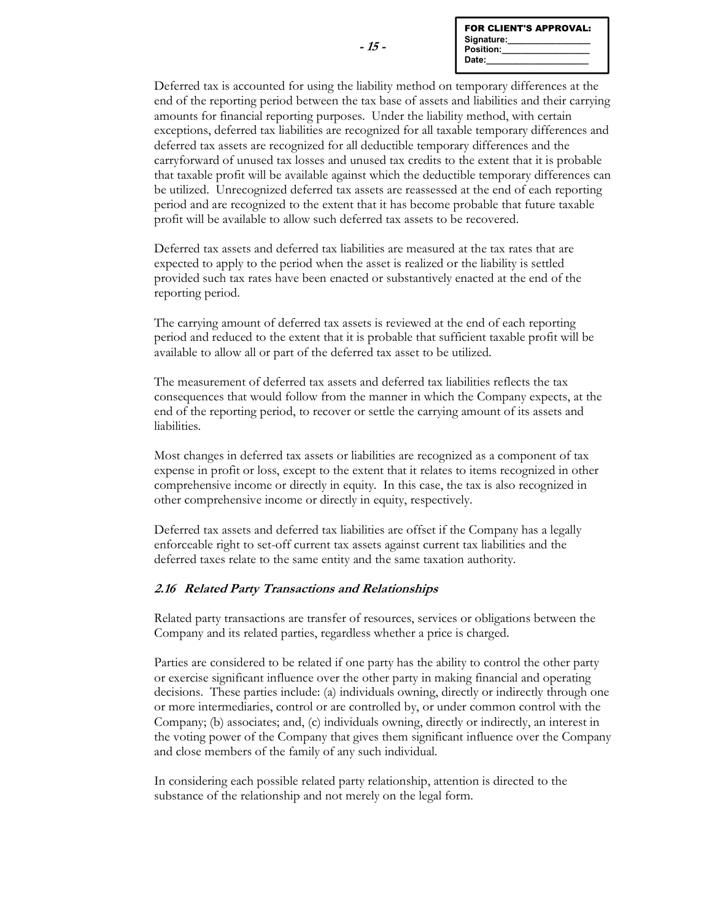Deferred tax is accounted for using the liability method on temporary differences at the end of the reporting period between the tax base of assets and liabilities and their carrying amounts for financial reporting purposes. Under the liability method, with certain exceptions, deferred tax liabilities are recognized for all taxable temporary differences and deferred tax assets are recognized for all deductible temporary differences and the carryforward of unused tax losses and unused tax credits to the extent that it is probable that taxable profit will be available against which the deductible temporary differences can be utilized. Unrecognized deferred tax assets are reassessed at the end of each reporting period and are recognized to the extent that it has become probable that future taxable profit will be available to allow such deferred tax assets to be recovered.

Deferred tax assets and deferred tax liabilities are measured at the tax rates that are expected to apply to the period when the asset is realized or the liability is settled provided such tax rates have been enacted or substantively enacted at the end of the reporting period.

The carrying amount of deferred tax assets is reviewed at the end of each reporting period and reduced to the extent that it is probable that sufficient taxable profit will be available to allow all or part of the deferred tax asset to be utilized.

The measurement of deferred tax assets and deferred tax liabilities reflects the tax consequences that would follow from the manner in which the Company expects, at the end of the reporting period, to recover or settle the carrying amount of its assets and liabilities.

Most changes in deferred tax assets or liabilities are recognized as a component of tax expense in profit or loss, except to the extent that it relates to items recognized in other comprehensive income or directly in equity. In this case, the tax is also recognized in other comprehensive income or directly in equity, respectively.

Deferred tax assets and deferred tax liabilities are offset if the Company has a legally enforceable right to set-off current tax assets against current tax liabilities and the deferred taxes relate to the same entity and the same taxation authority.

### *2.16 Related Party Transactions and Relationships*

Related party transactions are transfer of resources, services or obligations between the Company and its related parties, regardless whether a price is charged.

Parties are considered to be related if one party has the ability to control the other party or exercise significant influence over the other party in making financial and operating decisions. These parties include: (a) individuals owning, directly or indirectly through one or more intermediaries, control or are controlled by, or under common control with the Company; (b) associates; and, (c) individuals owning, directly or indirectly, an interest in the voting power of the Company that gives them significant influence over the Company and close members of the family of any such individual.

In considering each possible related party relationship, attention is directed to the substance of the relationship and not merely on the legal form.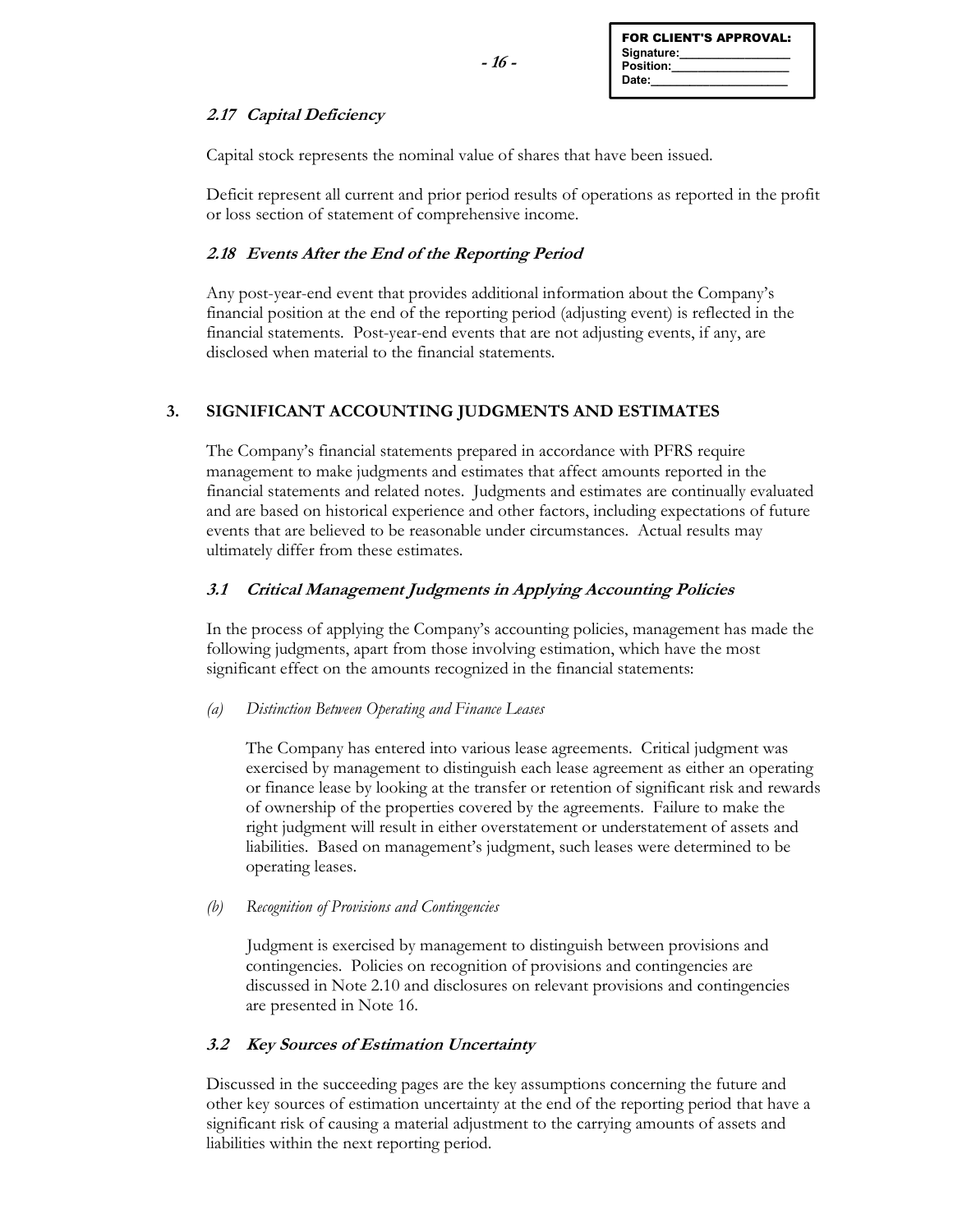FOR CLIENT'S APPROVAL:
Signature:_______________
Position:_______________
Date:_______________

### *2.17 Capital Deficiency*

Capital stock represents the nominal value of shares that have been issued.

Deficit represent all current and prior period results of operations as reported in the profit or loss section of statement of comprehensive income.

### *2.18 Events After the End of the Reporting Period*

Any post-year-end event that provides additional information about the Company's financial position at the end of the reporting period (adjusting event) is reflected in the financial statements. Post-year-end events that are not adjusting events, if any, are disclosed when material to the financial statements.

## 3. SIGNIFICANT ACCOUNTING JUDGMENTS AND ESTIMATES

The Company's financial statements prepared in accordance with PFRS require management to make judgments and estimates that affect amounts reported in the financial statements and related notes. Judgments and estimates are continually evaluated and are based on historical experience and other factors, including expectations of future events that are believed to be reasonable under circumstances. Actual results may ultimately differ from these estimates.

### *3.1 Critical Management Judgments in Applying Accounting Policies*

In the process of applying the Company's accounting policies, management has made the following judgments, apart from those involving estimation, which have the most significant effect on the amounts recognized in the financial statements:

*(a) Distinction Between Operating and Finance Leases*

The Company has entered into various lease agreements. Critical judgment was exercised by management to distinguish each lease agreement as either an operating or finance lease by looking at the transfer or retention of significant risk and rewards of ownership of the properties covered by the agreements. Failure to make the right judgment will result in either overstatement or understatement of assets and liabilities. Based on management's judgment, such leases were determined to be operating leases.

*(b) Recognition of Provisions and Contingencies*

Judgment is exercised by management to distinguish between provisions and contingencies. Policies on recognition of provisions and contingencies are discussed in Note 2.10 and disclosures on relevant provisions and contingencies are presented in Note 16.

### *3.2 Key Sources of Estimation Uncertainty*

Discussed in the succeeding pages are the key assumptions concerning the future and other key sources of estimation uncertainty at the end of the reporting period that have a significant risk of causing a material adjustment to the carrying amounts of assets and liabilities within the next reporting period.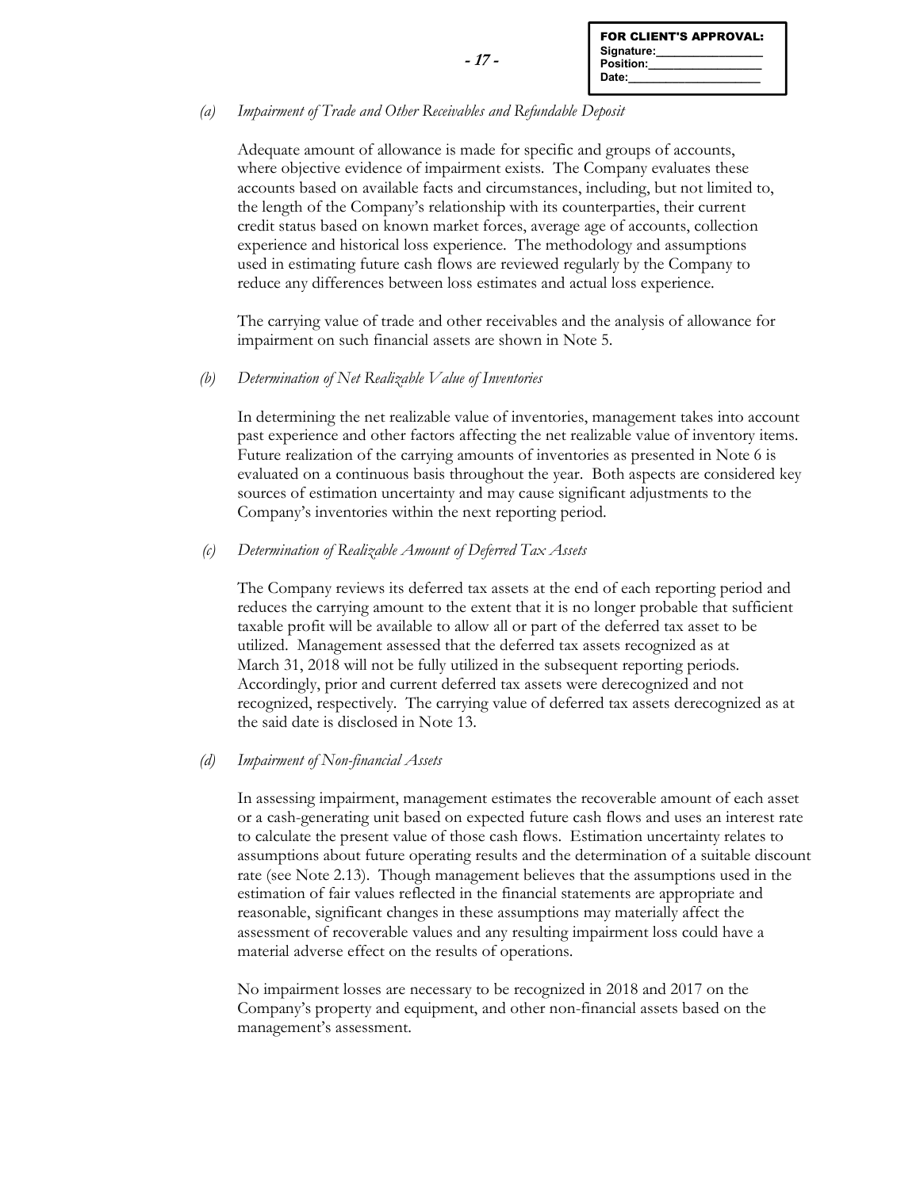*(a) Impairment of Trade and Other Receivables and Refundable Deposit*

Adequate amount of allowance is made for specific and groups of accounts, where objective evidence of impairment exists. The Company evaluates these accounts based on available facts and circumstances, including, but not limited to, the length of the Company's relationship with its counterparties, their current credit status based on known market forces, average age of accounts, collection experience and historical loss experience. The methodology and assumptions used in estimating future cash flows are reviewed regularly by the Company to reduce any differences between loss estimates and actual loss experience.

The carrying value of trade and other receivables and the analysis of allowance for impairment on such financial assets are shown in Note 5.

*(b) Determination of Net Realizable Value of Inventories*

In determining the net realizable value of inventories, management takes into account past experience and other factors affecting the net realizable value of inventory items. Future realization of the carrying amounts of inventories as presented in Note 6 is evaluated on a continuous basis throughout the year. Both aspects are considered key sources of estimation uncertainty and may cause significant adjustments to the Company's inventories within the next reporting period.

*(c) Determination of Realizable Amount of Deferred Tax Assets*

The Company reviews its deferred tax assets at the end of each reporting period and reduces the carrying amount to the extent that it is no longer probable that sufficient taxable profit will be available to allow all or part of the deferred tax asset to be utilized. Management assessed that the deferred tax assets recognized as at March 31, 2018 will not be fully utilized in the subsequent reporting periods. Accordingly, prior and current deferred tax assets were derecognized and not recognized, respectively. The carrying value of deferred tax assets derecognized as at the said date is disclosed in Note 13.

*(d) Impairment of Non-financial Assets*

In assessing impairment, management estimates the recoverable amount of each asset or a cash-generating unit based on expected future cash flows and uses an interest rate to calculate the present value of those cash flows. Estimation uncertainty relates to assumptions about future operating results and the determination of a suitable discount rate (see Note 2.13). Though management believes that the assumptions used in the estimation of fair values reflected in the financial statements are appropriate and reasonable, significant changes in these assumptions may materially affect the assessment of recoverable values and any resulting impairment loss could have a material adverse effect on the results of operations.

No impairment losses are necessary to be recognized in 2018 and 2017 on the Company's property and equipment, and other non-financial assets based on the management's assessment.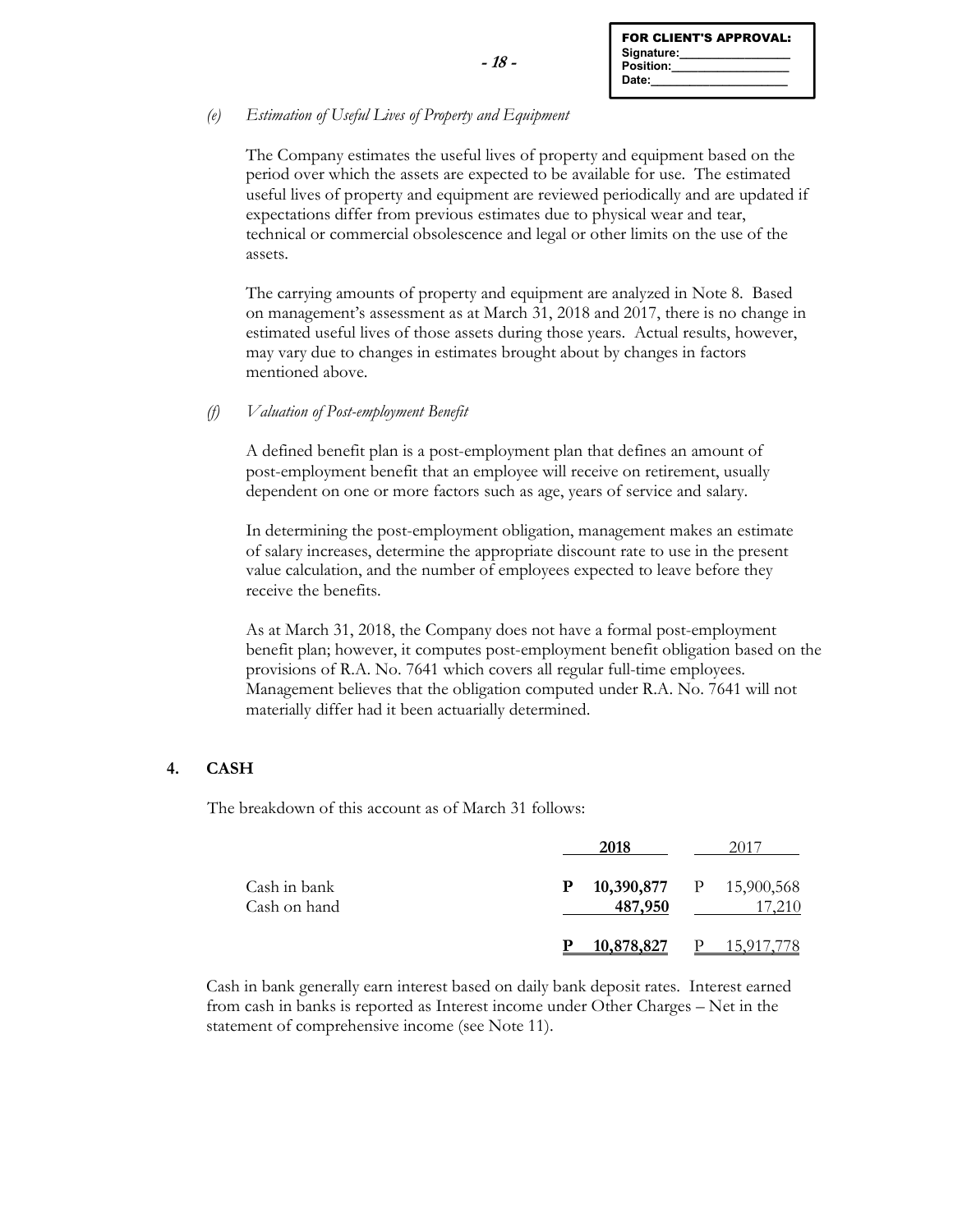FOR CLIENT'S APPROVAL:
Signature:________________
Position:_________________
Date:____________________

*(e) Estimation of Useful Lives of Property and Equipment*

The Company estimates the useful lives of property and equipment based on the period over which the assets are expected to be available for use. The estimated useful lives of property and equipment are reviewed periodically and are updated if expectations differ from previous estimates due to physical wear and tear, technical or commercial obsolescence and legal or other limits on the use of the assets.

The carrying amounts of property and equipment are analyzed in Note 8. Based on management's assessment as at March 31, 2018 and 2017, there is no change in estimated useful lives of those assets during those years. Actual results, however, may vary due to changes in estimates brought about by changes in factors mentioned above.

*(f) Valuation of Post-employment Benefit*

A defined benefit plan is a post-employment plan that defines an amount of post-employment benefit that an employee will receive on retirement, usually dependent on one or more factors such as age, years of service and salary.

In determining the post-employment obligation, management makes an estimate of salary increases, determine the appropriate discount rate to use in the present value calculation, and the number of employees expected to leave before they receive the benefits.

As at March 31, 2018, the Company does not have a formal post-employment benefit plan; however, it computes post-employment benefit obligation based on the provisions of R.A. No. 7641 which covers all regular full-time employees. Management believes that the obligation computed under R.A. No. 7641 will not materially differ had it been actuarially determined.

## 4. CASH

The breakdown of this account as of March 31 follows:

| | **2018** | 2017 |
|---|---|---|
| Cash in bank | **P 10,390,877** | P 15,900,568 |
| Cash on hand | **487,950** | 17,210 |
| | **P 10,878,827** | P 15,917,778 |

Cash in bank generally earn interest based on daily bank deposit rates. Interest earned from cash in banks is reported as Interest income under Other Charges – Net in the statement of comprehensive income (see Note 11).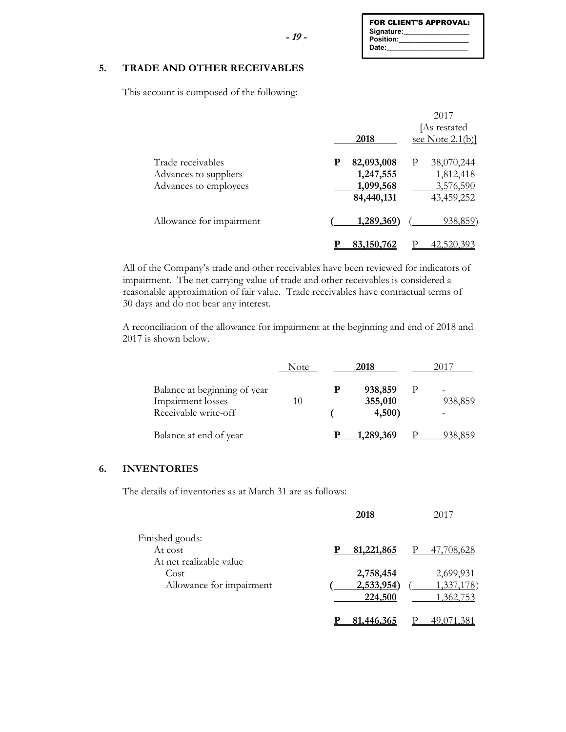FOR CLIENT'S APPROVAL:
Signature:________________
Position:________________
Date:____________________

## 5. TRADE AND OTHER RECEIVABLES

This account is composed of the following:

| | 2018 | 2017 [As restated see Note 2.1(b)] |
|---|---|---|
| Trade receivables | P 82,093,008 | P 38,070,244 |
| Advances to suppliers | 1,247,555 | 1,812,418 |
| Advances to employees | 1,099,568 | 3,576,590 |
| | 84,440,131 | 43,459,252 |
| Allowance for impairment | ( 1,289,369) | ( 938,859) |
| | P 83,150,762 | P 42,520,393 |

All of the Company's trade and other receivables have been reviewed for indicators of impairment. The net carrying value of trade and other receivables is considered a reasonable approximation of fair value. Trade receivables have contractual terms of 30 days and do not bear any interest.

A reconciliation of the allowance for impairment at the beginning and end of 2018 and 2017 is shown below.

| | Note | 2018 | 2017 |
|---|---|---|---|
| Balance at beginning of year | | P 938,859 | P - |
| Impairment losses | 10 | 355,010 | 938,859 |
| Receivable write-off | | ( 4,500) | - |
| Balance at end of year | | P 1,289,369 | P 938,859 |

## 6. INVENTORIES

The details of inventories as at March 31 are as follows:

| | 2018 | 2017 |
|---|---|---|
| Finished goods: | | |
| At cost | P 81,221,865 | P 47,708,628 |
| At net realizable value | | |
| Cost | 2,758,454 | 2,699,931 |
| Allowance for impairment | ( 2,533,954) | ( 1,337,178) |
| | 224,500 | 1,362,753 |
| | P 81,446,365 | P 49,071,381 |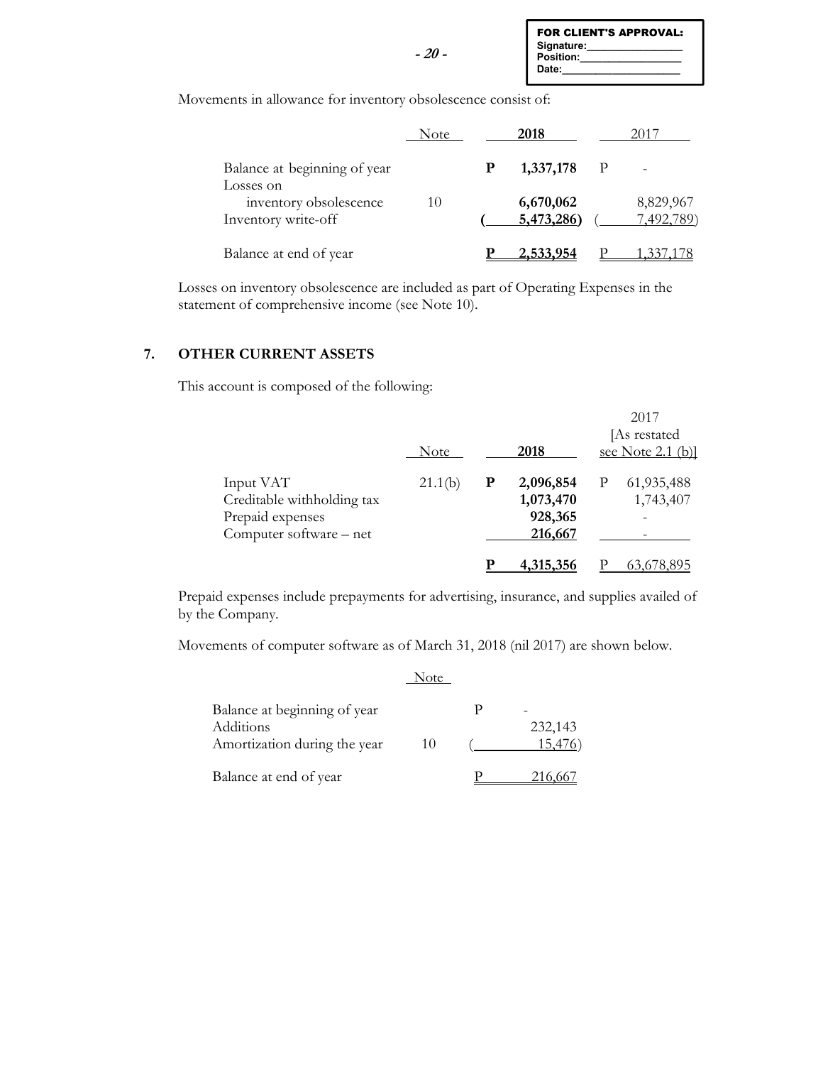Movements in allowance for inventory obsolescence consist of:

| | Note | 2018 | 2017 |
|---|---|---|---|
| Balance at beginning of year | | P 1,337,178 | P - |
| Losses on inventory obsolescence | 10 | 6,670,062 | 8,829,967 |
| Inventory write-off | | ( 5,473,286) | ( 7,492,789) |
| Balance at end of year | | P 2,533,954 | P 1,337,178 |

Losses on inventory obsolescence are included as part of Operating Expenses in the statement of comprehensive income (see Note 10).

## 7. OTHER CURRENT ASSETS

This account is composed of the following:

| | Note | 2018 | 2017 [As restated see Note 2.1 (b)] |
|---|---|---|---|
| Input VAT | 21.1(b) | P 2,096,854 | P 61,935,488 |
| Creditable withholding tax | | 1,073,470 | 1,743,407 |
| Prepaid expenses | | 928,365 | - |
| Computer software – net | | 216,667 | - |
| | | P 4,315,356 | P 63,678,895 |

Prepaid expenses include prepayments for advertising, insurance, and supplies availed of by the Company.

Movements of computer software as of March 31, 2018 (nil 2017) are shown below.

| | Note | |
|---|---|---|
| Balance at beginning of year | | P - |
| Additions | | 232,143 |
| Amortization during the year | 10 | ( 15,476) |
| Balance at end of year | | P 216,667 |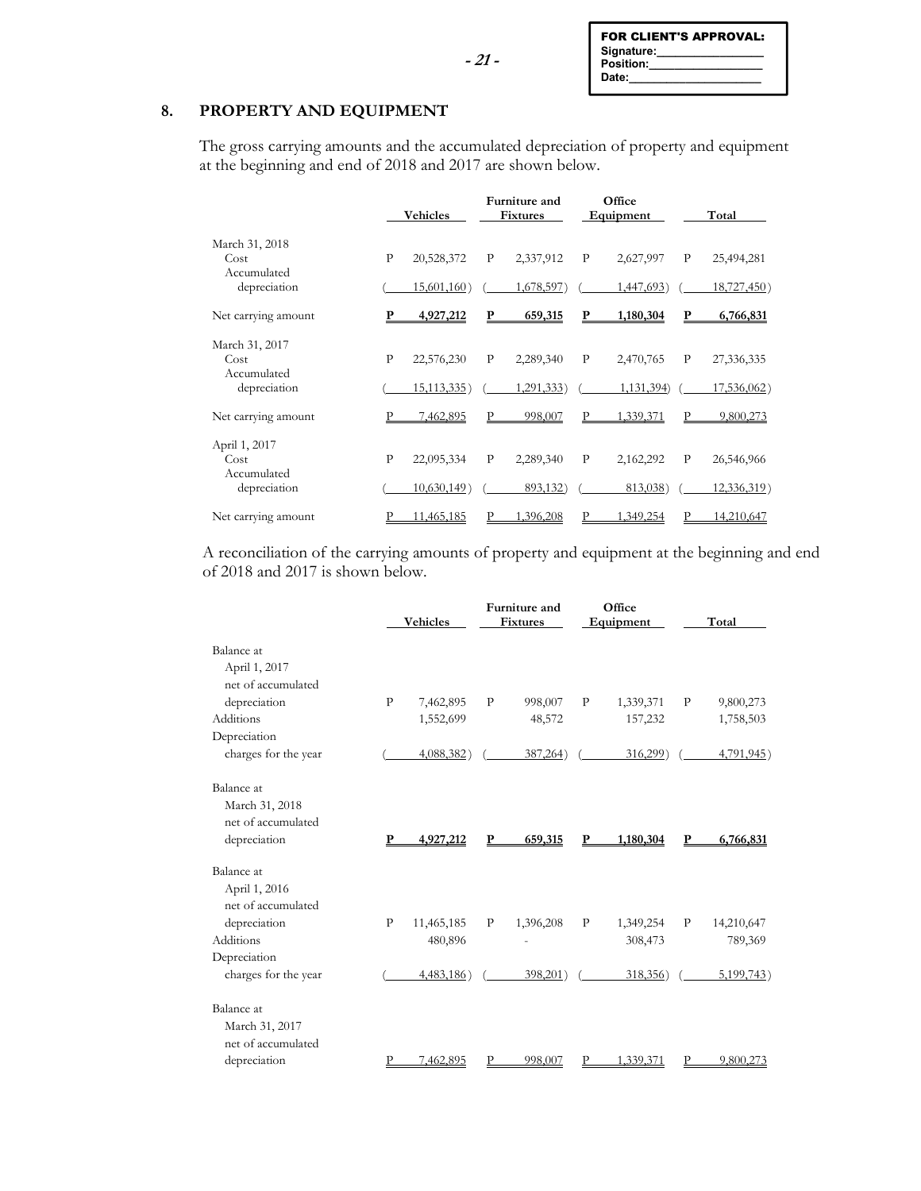## 8. PROPERTY AND EQUIPMENT

The gross carrying amounts and the accumulated depreciation of property and equipment at the beginning and end of 2018 and 2017 are shown below.

| | Vehicles | Furniture and Fixtures | Office Equipment | Total |
|---|---|---|---|---|
| **March 31, 2018** | | | | |
| Cost | P 20,528,372 | P 2,337,912 | P 2,627,997 | P 25,494,281 |
| Accumulated depreciation | ( 15,601,160 ) | ( 1,678,597 ) | ( 1,447,693 ) | ( 18,727,450 ) |
| Net carrying amount | **P 4,927,212** | **P 659,315** | **P 1,180,304** | **P 6,766,831** |
| **March 31, 2017** | | | | |
| Cost | P 22,576,230 | P 2,289,340 | P 2,470,765 | P 27,336,335 |
| Accumulated depreciation | ( 15,113,335 ) | ( 1,291,333 ) | ( 1,131,394 ) | ( 17,536,062 ) |
| Net carrying amount | P 7,462,895 | P 998,007 | P 1,339,371 | P 9,800,273 |
| **April 1, 2017** | | | | |
| Cost | P 22,095,334 | P 2,289,340 | P 2,162,292 | P 26,546,966 |
| Accumulated depreciation | ( 10,630,149 ) | ( 893,132 ) | ( 813,038 ) | ( 12,336,319 ) |
| Net carrying amount | P 11,465,185 | P 1,396,208 | P 1,349,254 | P 14,210,647 |

A reconciliation of the carrying amounts of property and equipment at the beginning and end of 2018 and 2017 is shown below.

| | Vehicles | Furniture and Fixtures | Office Equipment | Total |
|---|---|---|---|---|
| Balance at April 1, 2017 net of accumulated depreciation | P 7,462,895 | P 998,007 | P 1,339,371 | P 9,800,273 |
| Additions | 1,552,699 | 48,572 | 157,232 | 1,758,503 |
| Depreciation charges for the year | ( 4,088,382 ) | ( 387,264 ) | ( 316,299 ) | ( 4,791,945 ) |
| Balance at March 31, 2018 net of accumulated depreciation | **P 4,927,212** | **P 659,315** | **P 1,180,304** | **P 6,766,831** |
| Balance at April 1, 2016 net of accumulated depreciation | P 11,465,185 | P 1,396,208 | P 1,349,254 | P 14,210,647 |
| Additions | 480,896 | - | 308,473 | 789,369 |
| Depreciation charges for the year | ( 4,483,186 ) | ( 398,201 ) | ( 318,356 ) | ( 5,199,743 ) |
| Balance at March 31, 2017 net of accumulated depreciation | P 7,462,895 | P 998,007 | P 1,339,371 | P 9,800,273 |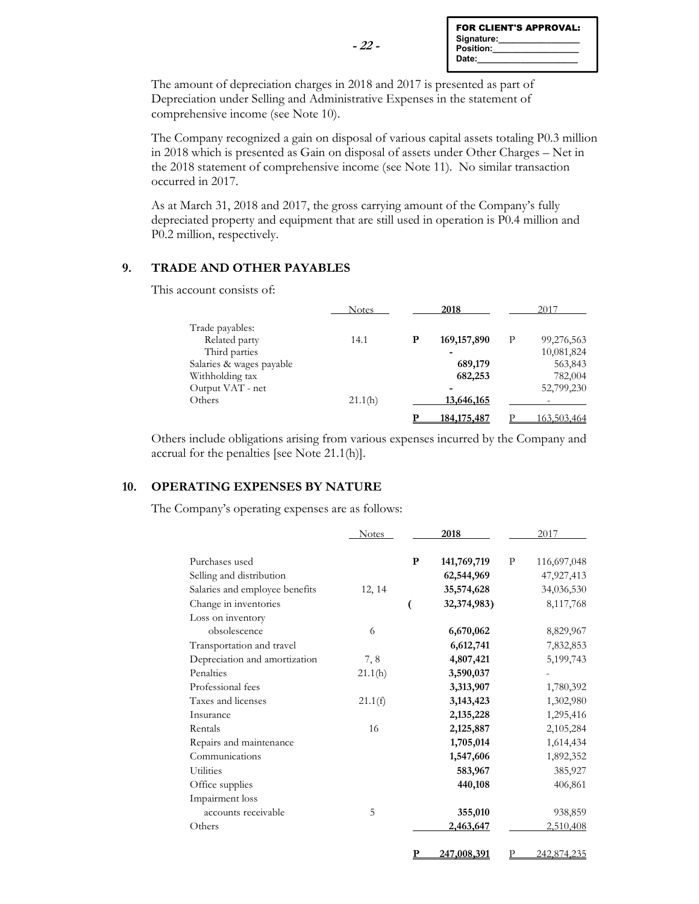The amount of depreciation charges in 2018 and 2017 is presented as part of Depreciation under Selling and Administrative Expenses in the statement of comprehensive income (see Note 10).

The Company recognized a gain on disposal of various capital assets totaling P0.3 million in 2018 which is presented as Gain on disposal of assets under Other Charges – Net in the 2018 statement of comprehensive income (see Note 11). No similar transaction occurred in 2017.

As at March 31, 2018 and 2017, the gross carrying amount of the Company's fully depreciated property and equipment that are still used in operation is P0.4 million and P0.2 million, respectively.

## 9. TRADE AND OTHER PAYABLES

This account consists of:

| | Notes | | 2018 | | 2017 |
|---|---|---|---|---|---|
| Trade payables: | | | | | |
| Related party | 14.1 | P | **169,157,890** | P | 99,276,563 |
| Third parties | | | **-** | | 10,081,824 |
| Salaries & wages payable | | | **689,179** | | 563,843 |
| Withholding tax | | | **682,253** | | 782,004 |
| Output VAT - net | | | **-** | | 52,799,230 |
| Others | 21.1(h) | | **13,646,165** | | - |
| | | **P** | **184,175,487** | P | 163,503,464 |

Others include obligations arising from various expenses incurred by the Company and accrual for the penalties [see Note 21.1(h)].

## 10. OPERATING EXPENSES BY NATURE

The Company's operating expenses are as follows:

| | Notes | | 2018 | | 2017 |
|---|---|---|---|---|---|
| Purchases used | | P | **141,769,719** | P | 116,697,048 |
| Selling and distribution | | | **62,544,969** | | 47,927,413 |
| Salaries and employee benefits | 12, 14 | | **35,574,628** | | 34,036,530 |
| Change in inventories | | ( | **32,374,983)** | | 8,117,768 |
| Loss on inventory obsolescence | 6 | | **6,670,062** | | 8,829,967 |
| Transportation and travel | | | **6,612,741** | | 7,832,853 |
| Depreciation and amortization | 7, 8 | | **4,807,421** | | 5,199,743 |
| Penalties | 21.1(h) | | **3,590,037** | | - |
| Professional fees | | | **3,313,907** | | 1,780,392 |
| Taxes and licenses | 21.1(f) | | **3,143,423** | | 1,302,980 |
| Insurance | | | **2,135,228** | | 1,295,416 |
| Rentals | 16 | | **2,125,887** | | 2,105,284 |
| Repairs and maintenance | | | **1,705,014** | | 1,614,434 |
| Communications | | | **1,547,606** | | 1,892,352 |
| Utilities | | | **583,967** | | 385,927 |
| Office supplies | | | **440,108** | | 406,861 |
| Impairment loss accounts receivable | 5 | | **355,010** | | 938,859 |
| Others | | | **2,463,647** | | 2,510,408 |
| | | **P** | **247,008,391** | P | 242,874,235 |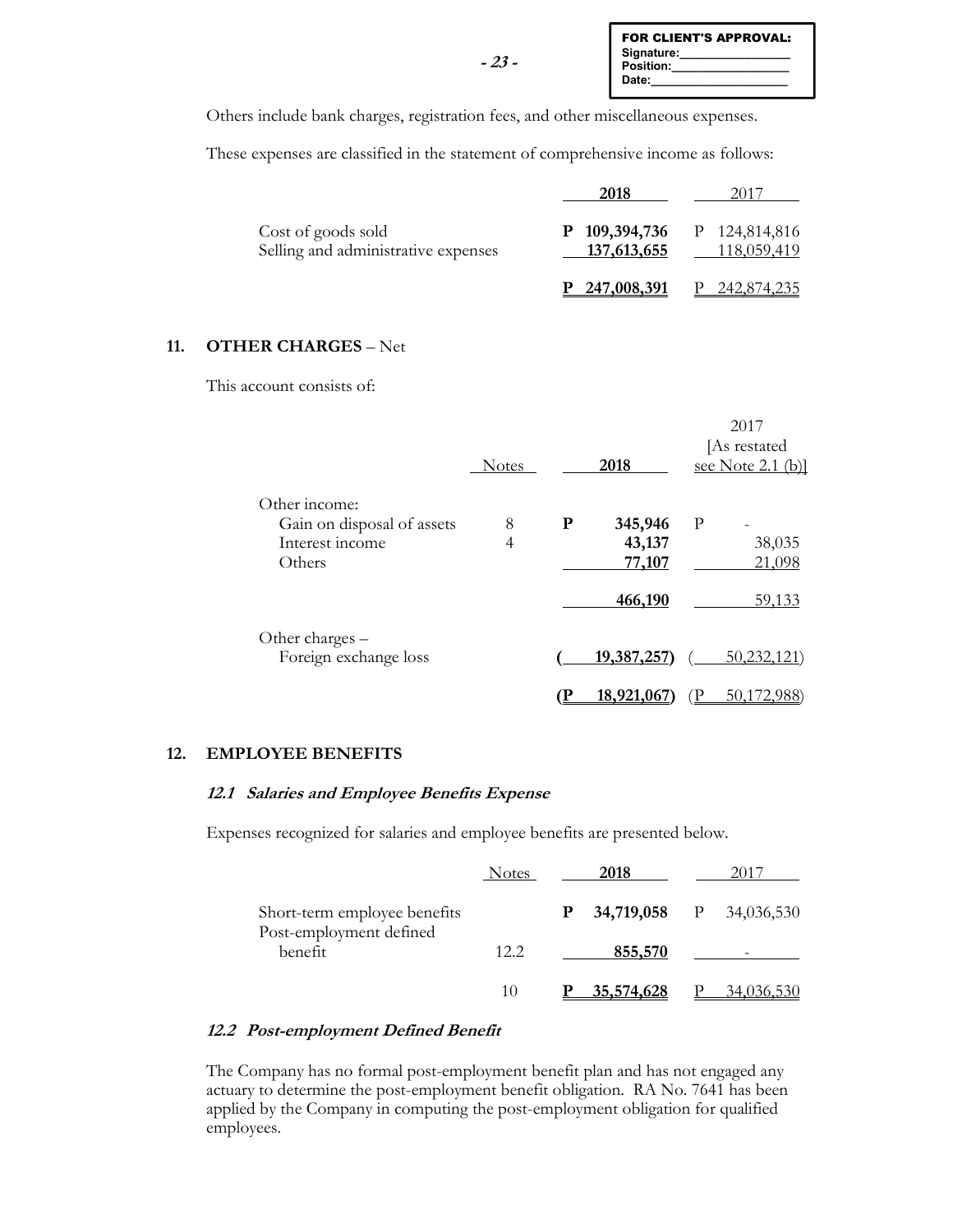Others include bank charges, registration fees, and other miscellaneous expenses.

These expenses are classified in the statement of comprehensive income as follows:

| | 2018 | 2017 |
|---|---|---|
| Cost of goods sold | P 109,394,736 | P 124,814,816 |
| Selling and administrative expenses | 137,613,655 | 118,059,419 |
| | P 247,008,391 | P 242,874,235 |

## 11. OTHER CHARGES – Net

This account consists of:

| | Notes | 2018 | 2017 [As restated see Note 2.1 (b)] |
|---|---|---|---|
| Other income: | | | |
| Gain on disposal of assets | 8 | P 345,946 | P - |
| Interest income | 4 | 43,137 | 38,035 |
| Others | | 77,107 | 21,098 |
| | | 466,190 | 59,133 |
| Other charges – | | | |
| Foreign exchange loss | | ( 19,387,257) | ( 50,232,121) |
| | | (P 18,921,067) | (P 50,172,988) |

## 12. EMPLOYEE BENEFITS

### *12.1 Salaries and Employee Benefits Expense*

Expenses recognized for salaries and employee benefits are presented below.

| | Notes | 2018 | 2017 |
|---|---|---|---|
| Short-term employee benefits | | P 34,719,058 | P 34,036,530 |
| Post-employment defined benefit | 12.2 | 855,570 | - |
| | 10 | P 35,574,628 | P 34,036,530 |

### *12.2 Post-employment Defined Benefit*

The Company has no formal post-employment benefit plan and has not engaged any actuary to determine the post-employment benefit obligation. RA No. 7641 has been applied by the Company in computing the post-employment obligation for qualified employees.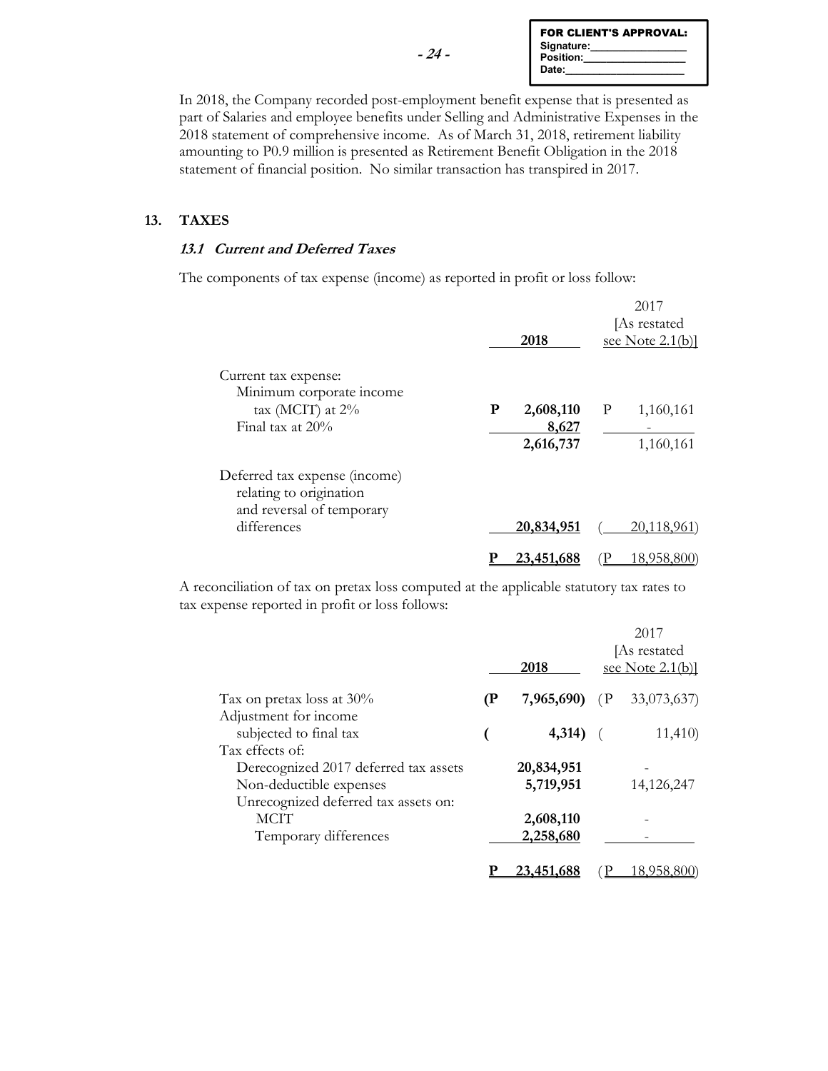In 2018, the Company recorded post-employment benefit expense that is presented as part of Salaries and employee benefits under Selling and Administrative Expenses in the 2018 statement of comprehensive income. As of March 31, 2018, retirement liability amounting to P0.9 million is presented as Retirement Benefit Obligation in the 2018 statement of financial position. No similar transaction has transpired in 2017.

## 13. TAXES

### *13.1 Current and Deferred Taxes*

The components of tax expense (income) as reported in profit or loss follow:

| | 2018 | 2017 [As restated see Note 2.1(b)] |
|---|---|---|
| Current tax expense: | | |
| Minimum corporate income tax (MCIT) at 2% | P 2,608,110 | P 1,160,161 |
| Final tax at 20% | 8,627 | - |
| | 2,616,737 | 1,160,161 |
| Deferred tax expense (income) relating to origination and reversal of temporary differences | 20,834,951 | ( 20,118,961) |
| | P 23,451,688 | (P 18,958,800) |

A reconciliation of tax on pretax loss computed at the applicable statutory tax rates to tax expense reported in profit or loss follows:

| | 2018 | 2017 [As restated see Note 2.1(b)] |
|---|---|---|
| Tax on pretax loss at 30% | (P 7,965,690) | (P 33,073,637) |
| Adjustment for income subjected to final tax | ( 4,314) | ( 11,410) |
| Tax effects of: | | |
| Derecognized 2017 deferred tax assets | 20,834,951 | - |
| Non-deductible expenses | 5,719,951 | 14,126,247 |
| Unrecognized deferred tax assets on: | | |
| MCIT | 2,608,110 | - |
| Temporary differences | 2,258,680 | - |
| | P 23,451,688 | (P 18,958,800) |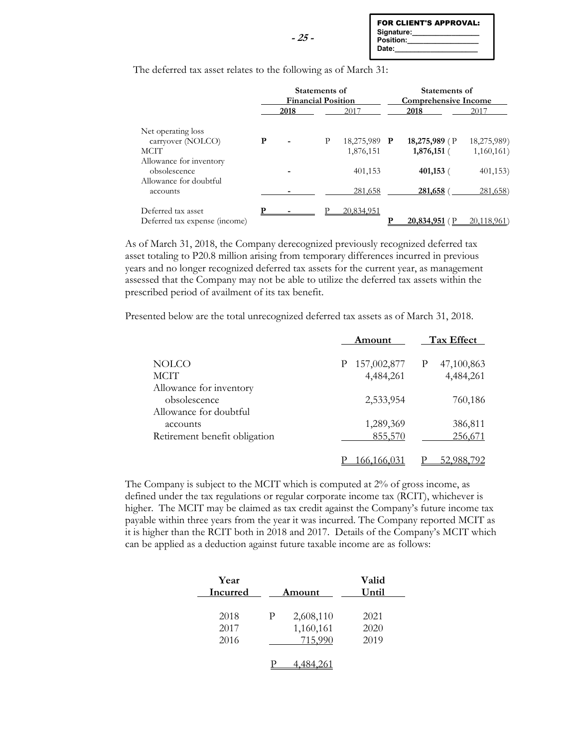The deferred tax asset relates to the following as of March 31:

| | Statements of Financial Position | | Statements of Comprehensive Income | |
|---|---|---|---|---|
| | **2018** | 2017 | **2018** | 2017 |
| Net operating loss carryover (NOLCO) | **P -** | P 18,275,989 | **P 18,275,989** | (P 18,275,989) |
| MCIT | | 1,876,151 | **1,876,151** | (1,160,161) |
| Allowance for inventory obsolescence | **-** | 401,153 | **401,153** | (401,153) |
| Allowance for doubtful accounts | **-** | 281,658 | **281,658** | (281,658) |
| Deferred tax asset | **P -** | P 20,834,951 | | |
| Deferred tax expense (income) | | | **P 20,834,951** | (P 20,118,961) |

As of March 31, 2018, the Company derecognized previously recognized deferred tax asset totaling to P20.8 million arising from temporary differences incurred in previous years and no longer recognized deferred tax assets for the current year, as management assessed that the Company may not be able to utilize the deferred tax assets within the prescribed period of availment of its tax benefit.

Presented below are the total unrecognized deferred tax assets as of March 31, 2018.

| | Amount | Tax Effect |
|---|---|---|
| NOLCO | P 157,002,877 | P 47,100,863 |
| MCIT | 4,484,261 | 4,484,261 |
| Allowance for inventory obsolescence | 2,533,954 | 760,186 |
| Allowance for doubtful accounts | 1,289,369 | 386,811 |
| Retirement benefit obligation | 855,570 | 256,671 |
| | P 166,166,031 | P 52,988,792 |

The Company is subject to the MCIT which is computed at 2% of gross income, as defined under the tax regulations or regular corporate income tax (RCIT), whichever is higher. The MCIT may be claimed as tax credit against the Company's future income tax payable within three years from the year it was incurred. The Company reported MCIT as it is higher than the RCIT both in 2018 and 2017. Details of the Company's MCIT which can be applied as a deduction against future taxable income are as follows:

| Year Incurred | Amount | Valid Until |
|---|---|---|
| 2018 | P 2,608,110 | 2021 |
| 2017 | 1,160,161 | 2020 |
| 2016 | 715,990 | 2019 |
| | P 4,484,261 | |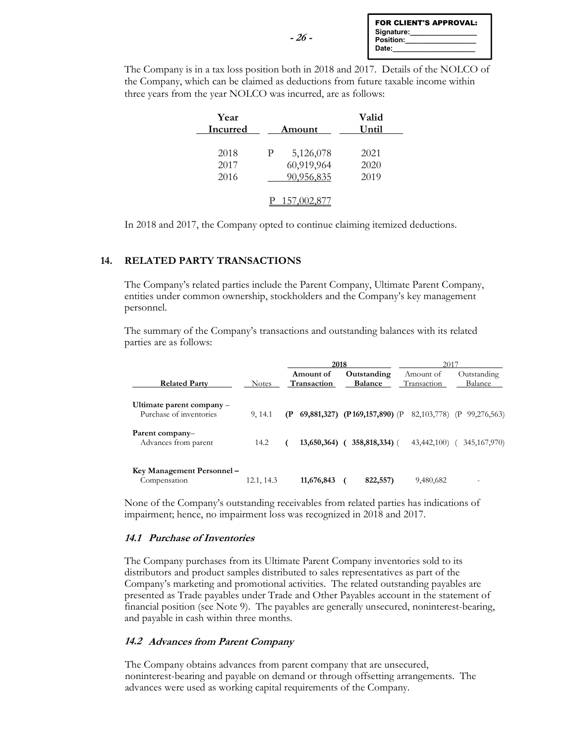The Company is in a tax loss position both in 2018 and 2017. Details of the NOLCO of the Company, which can be claimed as deductions from future taxable income within three years from the year NOLCO was incurred, are as follows:

| Year Incurred | Amount | Valid Until |
|---|---|---|
| 2018 | P 5,126,078 | 2021 |
| 2017 | 60,919,964 | 2020 |
| 2016 | 90,956,835 | 2019 |
| | P 157,002,877 | |

In 2018 and 2017, the Company opted to continue claiming itemized deductions.

## 14. RELATED PARTY TRANSACTIONS

The Company's related parties include the Parent Company, Ultimate Parent Company, entities under common ownership, stockholders and the Company's key management personnel.

The summary of the Company's transactions and outstanding balances with its related parties are as follows:

| | | 2018 | | 2017 | |
|---|---|---|---|---|---|
| **Related Party** | Notes | **Amount of Transaction** | **Outstanding Balance** | Amount of Transaction | Outstanding Balance |
| **Ultimate parent company –** Purchase of inventories | 9, 14.1 | **(P 69,881,327)** | **(P 169,157,890)** | (P 82,103,778) | (P 99,276,563) |
| **Parent company–** Advances from parent | 14.2 | **( 13,650,364)** | **( 358,818,334)** | ( 43,442,100) | ( 345,167,970) |
| **Key Management Personnel –** Compensation | 12.1, 14.3 | **11,676,843** | **( 822,557)** | 9,480,682 | - |

None of the Company's outstanding receivables from related parties has indications of impairment; hence, no impairment loss was recognized in 2018 and 2017.

### *14.1 Purchase of Inventories*

The Company purchases from its Ultimate Parent Company inventories sold to its distributors and product samples distributed to sales representatives as part of the Company's marketing and promotional activities. The related outstanding payables are presented as Trade payables under Trade and Other Payables account in the statement of financial position (see Note 9). The payables are generally unsecured, noninterest-bearing, and payable in cash within three months.

### *14.2 Advances from Parent Company*

The Company obtains advances from parent company that are unsecured, noninterest-bearing and payable on demand or through offsetting arrangements. The advances were used as working capital requirements of the Company.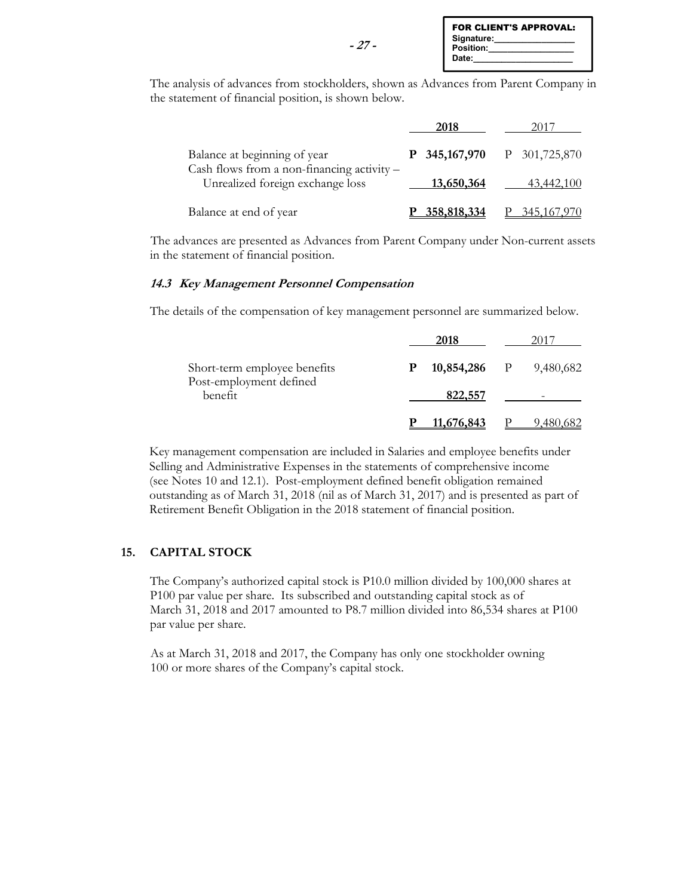The analysis of advances from stockholders, shown as Advances from Parent Company in the statement of financial position, is shown below.

| | 2018 | 2017 |
|---|---|---|
| Balance at beginning of year | **P 345,167,970** | P 301,725,870 |
| Cash flows from a non-financing activity – Unrealized foreign exchange loss | **13,650,364** | 43,442,100 |
| Balance at end of year | **P 358,818,334** | P 345,167,970 |

The advances are presented as Advances from Parent Company under Non-current assets in the statement of financial position.

### *14.3 Key Management Personnel Compensation*

The details of the compensation of key management personnel are summarized below.

| | 2018 | 2017 |
|---|---|---|
| Short-term employee benefits | **P 10,854,286** | P 9,480,682 |
| Post-employment defined benefit | **822,557** | - |
| | **P 11,676,843** | P 9,480,682 |

Key management compensation are included in Salaries and employee benefits under Selling and Administrative Expenses in the statements of comprehensive income (see Notes 10 and 12.1). Post-employment defined benefit obligation remained outstanding as of March 31, 2018 (nil as of March 31, 2017) and is presented as part of Retirement Benefit Obligation in the 2018 statement of financial position.

## 15. CAPITAL STOCK

The Company's authorized capital stock is P10.0 million divided by 100,000 shares at P100 par value per share. Its subscribed and outstanding capital stock as of March 31, 2018 and 2017 amounted to P8.7 million divided into 86,534 shares at P100 par value per share.

As at March 31, 2018 and 2017, the Company has only one stockholder owning 100 or more shares of the Company's capital stock.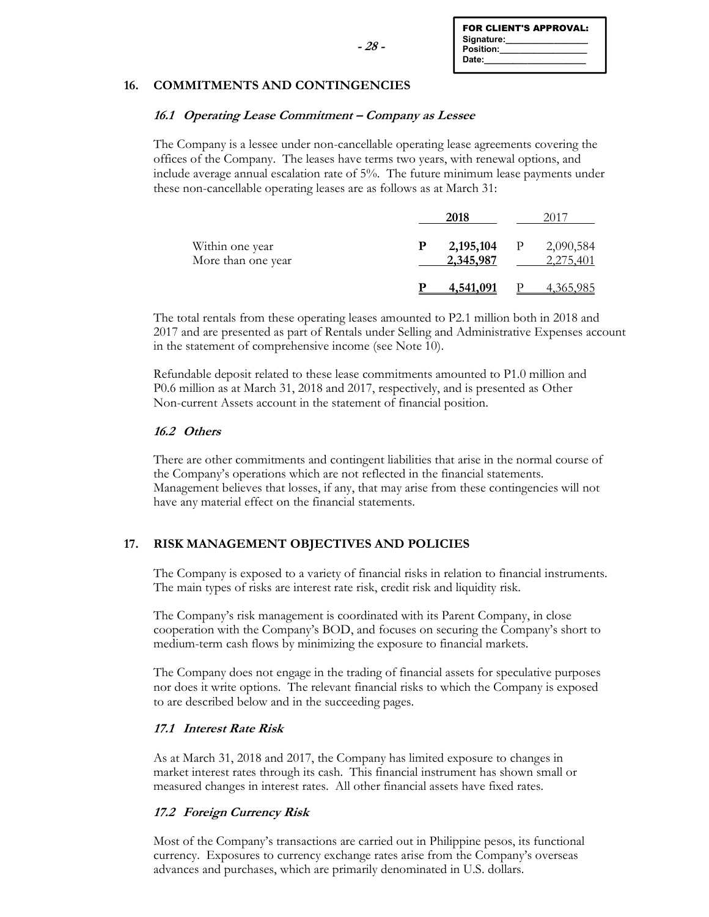## 16. COMMITMENTS AND CONTINGENCIES

### *16.1 Operating Lease Commitment – Company as Lessee*

The Company is a lessee under non-cancellable operating lease agreements covering the offices of the Company. The leases have terms two years, with renewal options, and include average annual escalation rate of 5%. The future minimum lease payments under these non-cancellable operating leases are as follows as at March 31:

| | **2018** | 2017 |
|---|---|---|
| Within one year | **P 2,195,104** | P 2,090,584 |
| More than one year | **2,345,987** | 2,275,401 |
| | **P 4,541,091** | P 4,365,985 |

The total rentals from these operating leases amounted to P2.1 million both in 2018 and 2017 and are presented as part of Rentals under Selling and Administrative Expenses account in the statement of comprehensive income (see Note 10).

Refundable deposit related to these lease commitments amounted to P1.0 million and P0.6 million as at March 31, 2018 and 2017, respectively, and is presented as Other Non-current Assets account in the statement of financial position.

### *16.2 Others*

There are other commitments and contingent liabilities that arise in the normal course of the Company's operations which are not reflected in the financial statements. Management believes that losses, if any, that may arise from these contingencies will not have any material effect on the financial statements.

## 17. RISK MANAGEMENT OBJECTIVES AND POLICIES

The Company is exposed to a variety of financial risks in relation to financial instruments. The main types of risks are interest rate risk, credit risk and liquidity risk.

The Company's risk management is coordinated with its Parent Company, in close cooperation with the Company's BOD, and focuses on securing the Company's short to medium-term cash flows by minimizing the exposure to financial markets.

The Company does not engage in the trading of financial assets for speculative purposes nor does it write options. The relevant financial risks to which the Company is exposed to are described below and in the succeeding pages.

### *17.1 Interest Rate Risk*

As at March 31, 2018 and 2017, the Company has limited exposure to changes in market interest rates through its cash. This financial instrument has shown small or measured changes in interest rates. All other financial assets have fixed rates.

### *17.2 Foreign Currency Risk*

Most of the Company's transactions are carried out in Philippine pesos, its functional currency. Exposures to currency exchange rates arise from the Company's overseas advances and purchases, which are primarily denominated in U.S. dollars.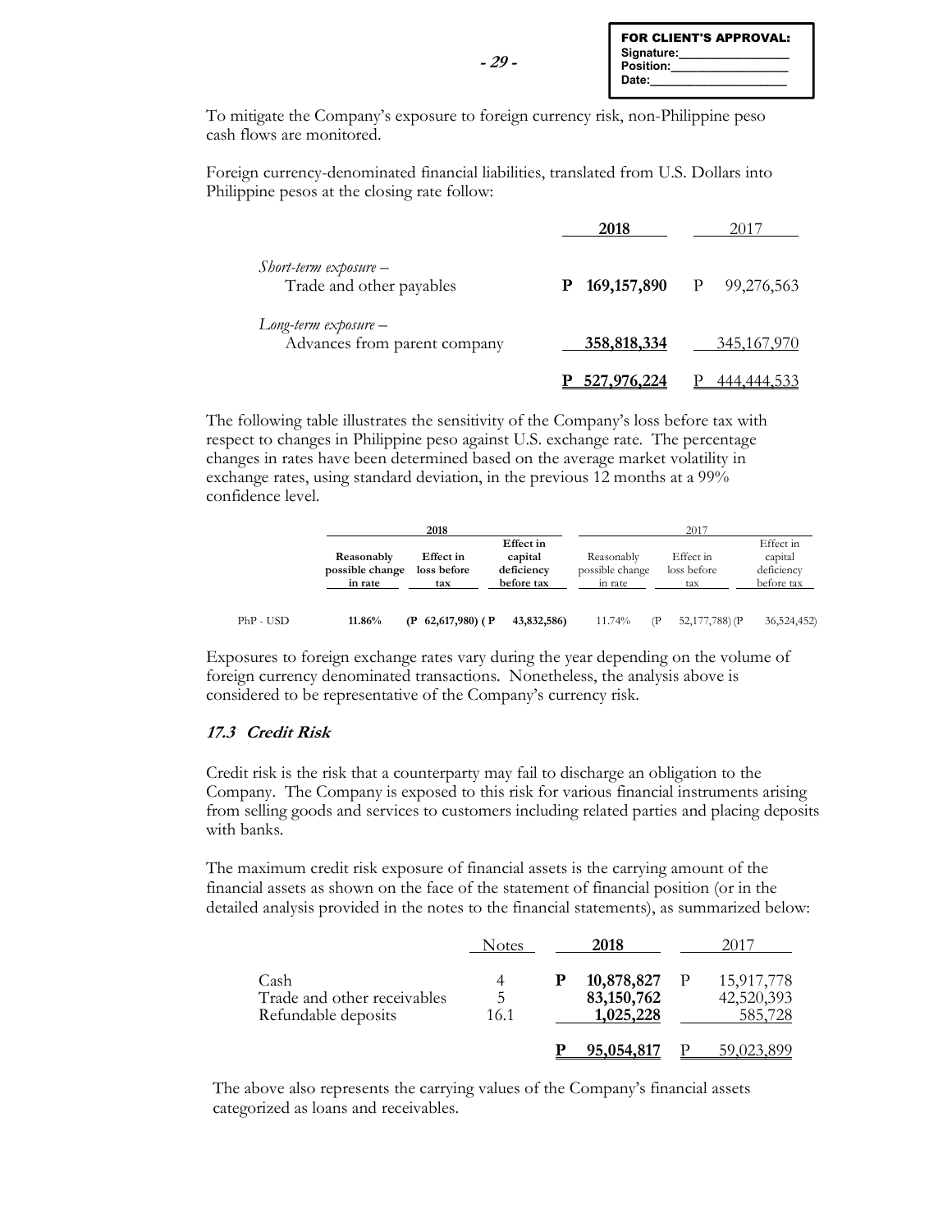FOR CLIENT'S APPROVAL:
Signature:________________
Position:_________________
Date:____________________

To mitigate the Company's exposure to foreign currency risk, non-Philippine peso cash flows are monitored.

Foreign currency-denominated financial liabilities, translated from U.S. Dollars into Philippine pesos at the closing rate follow:

| | 2018 | 2017 |
|---|---|---|
| *Short-term exposure –* Trade and other payables | **P 169,157,890** | P 99,276,563 |
| *Long-term exposure –* Advances from parent company | **358,818,334** | 345,167,970 |
| | **P 527,976,224** | P 444,444,533 |

The following table illustrates the sensitivity of the Company's loss before tax with respect to changes in Philippine peso against U.S. exchange rate. The percentage changes in rates have been determined based on the average market volatility in exchange rates, using standard deviation, in the previous 12 months at a 99% confidence level.

| | **2018** | | | 2017 | | |
|---|---|---|---|---|---|---|
| | **Reasonably possible change in rate** | **Effect in loss before tax** | **Effect in capital deficiency before tax** | Reasonably possible change in rate | Effect in loss before tax | Effect in capital deficiency before tax |
| PhP - USD | **11.86%** | **(P 62,617,980)** | **( P 43,832,586)** | 11.74% | (P 52,177,788) | (P 36,524,452) |

Exposures to foreign exchange rates vary during the year depending on the volume of foreign currency denominated transactions. Nonetheless, the analysis above is considered to be representative of the Company's currency risk.

### *17.3 Credit Risk*

Credit risk is the risk that a counterparty may fail to discharge an obligation to the Company. The Company is exposed to this risk for various financial instruments arising from selling goods and services to customers including related parties and placing deposits with banks.

The maximum credit risk exposure of financial assets is the carrying amount of the financial assets as shown on the face of the statement of financial position (or in the detailed analysis provided in the notes to the financial statements), as summarized below:

| | Notes | 2018 | 2017 |
|---|---|---|---|
| Cash | 4 | **P 10,878,827** | P 15,917,778 |
| Trade and other receivables | 5 | **83,150,762** | 42,520,393 |
| Refundable deposits | 16.1 | **1,025,228** | 585,728 |
| | | **P 95,054,817** | P 59,023,899 |

The above also represents the carrying values of the Company's financial assets categorized as loans and receivables.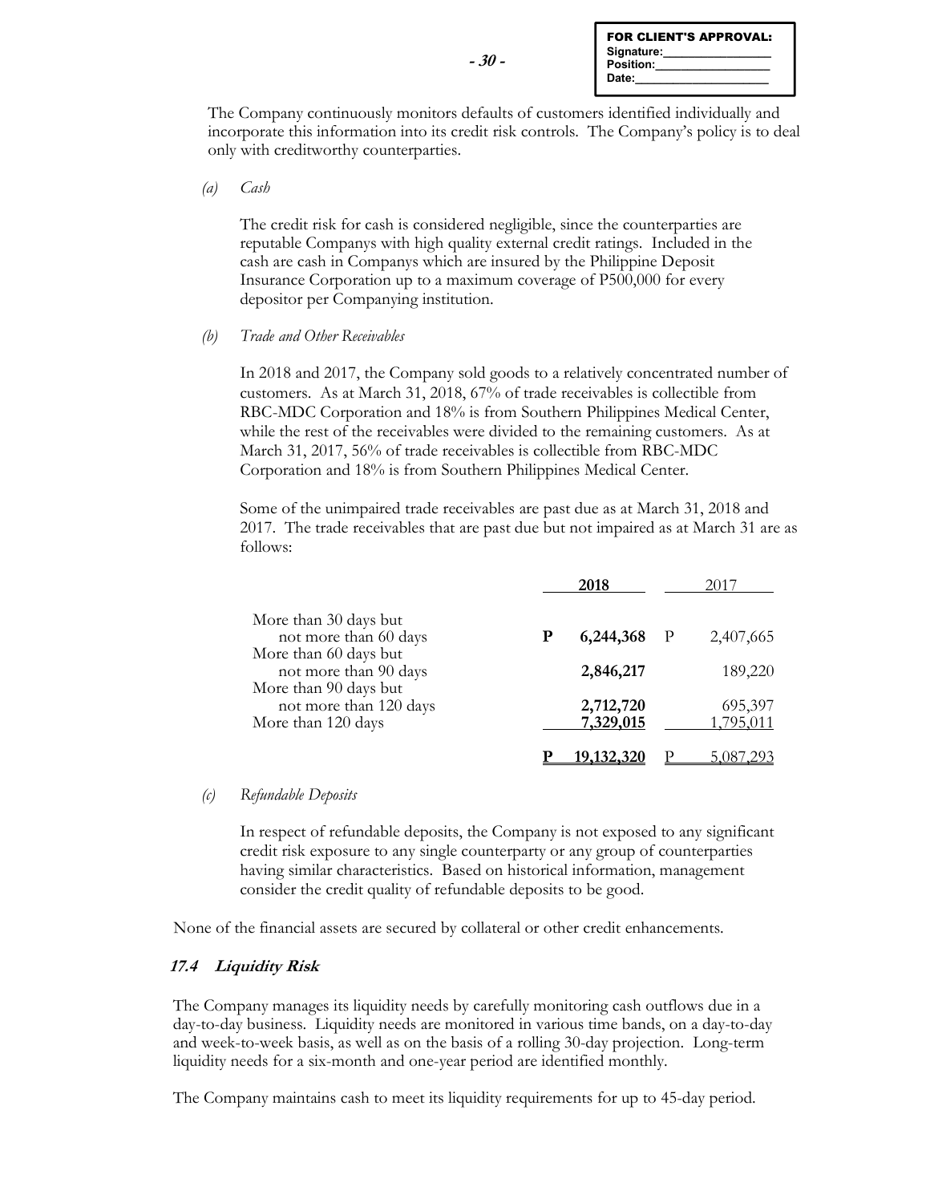The Company continuously monitors defaults of customers identified individually and incorporate this information into its credit risk controls. The Company's policy is to deal only with creditworthy counterparties.

*(a) Cash*

The credit risk for cash is considered negligible, since the counterparties are reputable Companys with high quality external credit ratings. Included in the cash are cash in Companys which are insured by the Philippine Deposit Insurance Corporation up to a maximum coverage of P500,000 for every depositor per Companying institution.

*(b) Trade and Other Receivables*

In 2018 and 2017, the Company sold goods to a relatively concentrated number of customers. As at March 31, 2018, 67% of trade receivables is collectible from RBC-MDC Corporation and 18% is from Southern Philippines Medical Center, while the rest of the receivables were divided to the remaining customers. As at March 31, 2017, 56% of trade receivables is collectible from RBC-MDC Corporation and 18% is from Southern Philippines Medical Center.

Some of the unimpaired trade receivables are past due as at March 31, 2018 and 2017. The trade receivables that are past due but not impaired as at March 31 are as follows:

| | **2018** | 2017 |
|---|---|---|
| More than 30 days but not more than 60 days | **P 6,244,368** | P 2,407,665 |
| More than 60 days but not more than 90 days | **2,846,217** | 189,220 |
| More than 90 days but not more than 120 days | **2,712,720** | 695,397 |
| More than 120 days | **7,329,015** | 1,795,011 |
| | **P 19,132,320** | P 5,087,293 |

*(c) Refundable Deposits*

In respect of refundable deposits, the Company is not exposed to any significant credit risk exposure to any single counterparty or any group of counterparties having similar characteristics. Based on historical information, management consider the credit quality of refundable deposits to be good.

None of the financial assets are secured by collateral or other credit enhancements.

### *17.4 Liquidity Risk*

The Company manages its liquidity needs by carefully monitoring cash outflows due in a day-to-day business. Liquidity needs are monitored in various time bands, on a day-to-day and week-to-week basis, as well as on the basis of a rolling 30-day projection. Long-term liquidity needs for a six-month and one-year period are identified monthly.

The Company maintains cash to meet its liquidity requirements for up to 45-day period.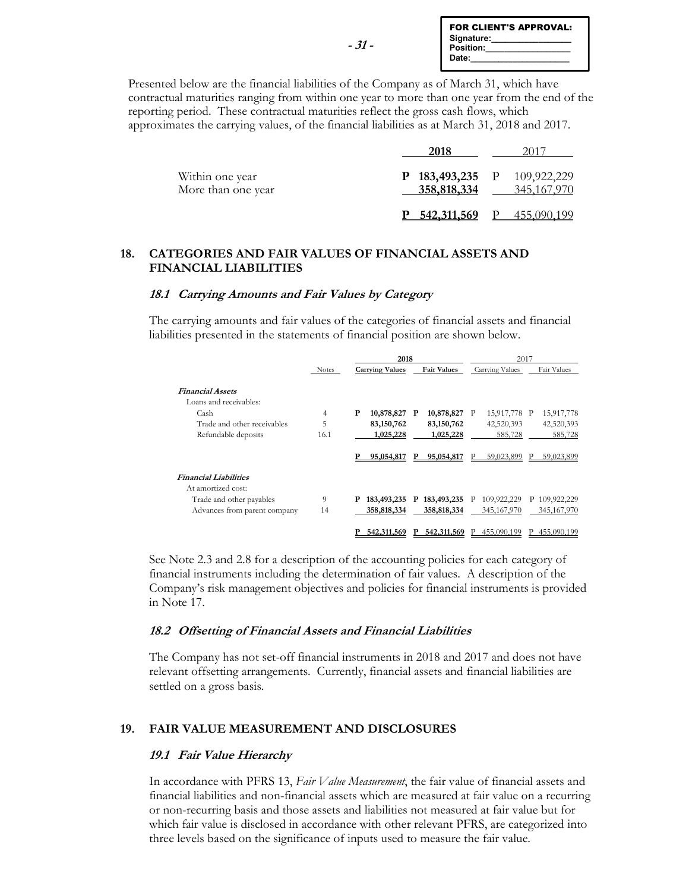Presented below are the financial liabilities of the Company as of March 31, which have contractual maturities ranging from within one year to more than one year from the end of the reporting period. These contractual maturities reflect the gross cash flows, which approximates the carrying values, of the financial liabilities as at March 31, 2018 and 2017.

| | 2018 | 2017 |
|---|---|---|
| Within one year | P 183,493,235 | P 109,922,229 |
| More than one year | 358,818,334 | 345,167,970 |
| | P 542,311,569 | P 455,090,199 |

## 18. CATEGORIES AND FAIR VALUES OF FINANCIAL ASSETS AND FINANCIAL LIABILITIES

### *18.1 Carrying Amounts and Fair Values by Category*

The carrying amounts and fair values of the categories of financial assets and financial liabilities presented in the statements of financial position are shown below.

| | Notes | 2018 Carrying Values | 2018 Fair Values | 2017 Carrying Values | 2017 Fair Values |
|---|---|---|---|---|---|
| ***Financial Assets*** | | | | | |
| Loans and receivables: | | | | | |
| Cash | 4 | P 10,878,827 | P 10,878,827 | P 15,917,778 | P 15,917,778 |
| Trade and other receivables | 5 | 83,150,762 | 83,150,762 | 42,520,393 | 42,520,393 |
| Refundable deposits | 16.1 | 1,025,228 | 1,025,228 | 585,728 | 585,728 |
| | | P 95,054,817 | P 95,054,817 | P 59,023,899 | P 59,023,899 |
| ***Financial Liabilities*** | | | | | |
| At amortized cost: | | | | | |
| Trade and other payables | 9 | P 183,493,235 | P 183,493,235 | P 109,922,229 | P 109,922,229 |
| Advances from parent company | 14 | 358,818,334 | 358,818,334 | 345,167,970 | 345,167,970 |
| | | P 542,311,569 | P 542,311,569 | P 455,090,199 | P 455,090,199 |

See Note 2.3 and 2.8 for a description of the accounting policies for each category of financial instruments including the determination of fair values. A description of the Company's risk management objectives and policies for financial instruments is provided in Note 17.

### *18.2 Offsetting of Financial Assets and Financial Liabilities*

The Company has not set-off financial instruments in 2018 and 2017 and does not have relevant offsetting arrangements. Currently, financial assets and financial liabilities are settled on a gross basis.

## 19. FAIR VALUE MEASUREMENT AND DISCLOSURES

### *19.1 Fair Value Hierarchy*

In accordance with PFRS 13, *Fair Value Measurement*, the fair value of financial assets and financial liabilities and non-financial assets which are measured at fair value on a recurring or non-recurring basis and those assets and liabilities not measured at fair value but for which fair value is disclosed in accordance with other relevant PFRS, are categorized into three levels based on the significance of inputs used to measure the fair value.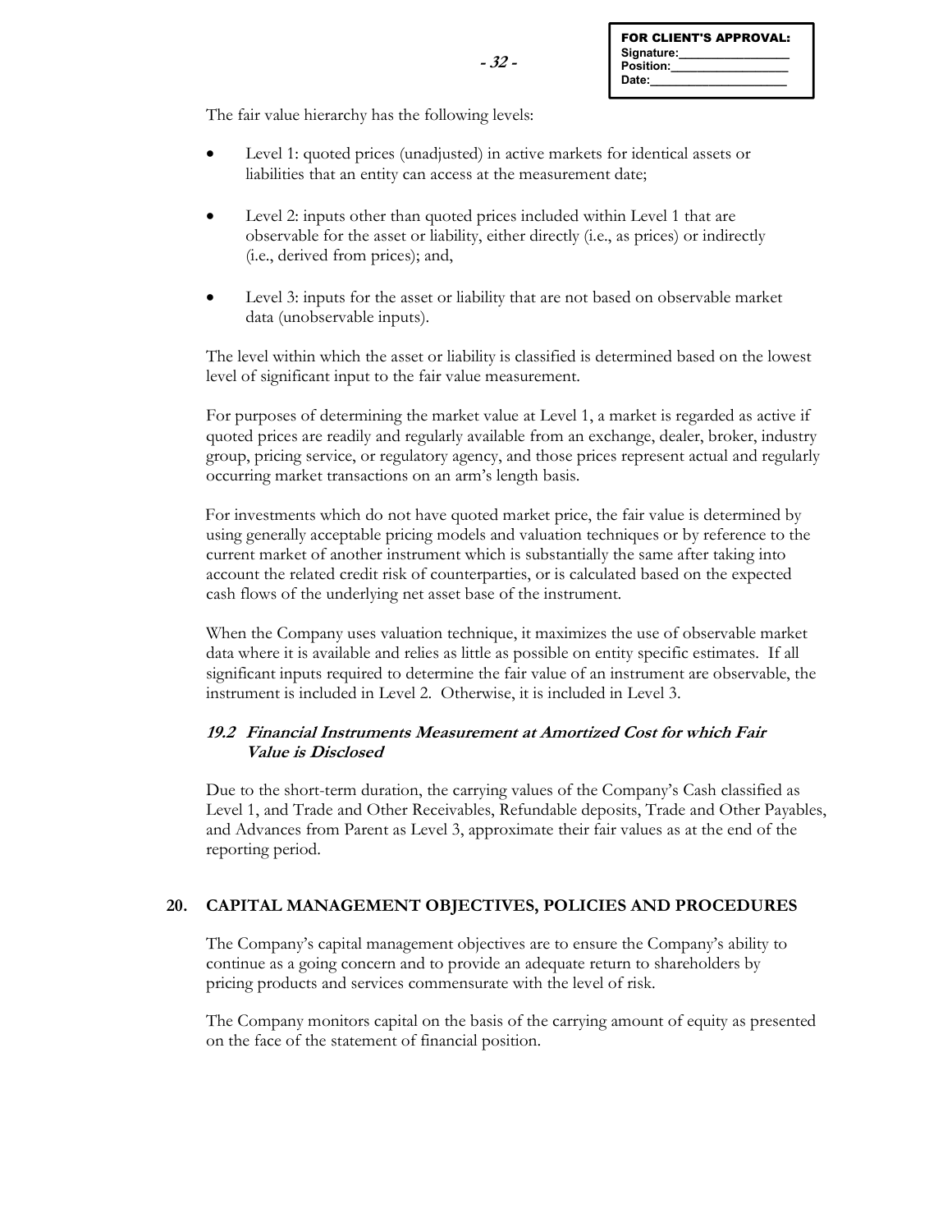The fair value hierarchy has the following levels:

- Level 1: quoted prices (unadjusted) in active markets for identical assets or liabilities that an entity can access at the measurement date;
- Level 2: inputs other than quoted prices included within Level 1 that are observable for the asset or liability, either directly (i.e., as prices) or indirectly (i.e., derived from prices); and,
- Level 3: inputs for the asset or liability that are not based on observable market data (unobservable inputs).

The level within which the asset or liability is classified is determined based on the lowest level of significant input to the fair value measurement.

For purposes of determining the market value at Level 1, a market is regarded as active if quoted prices are readily and regularly available from an exchange, dealer, broker, industry group, pricing service, or regulatory agency, and those prices represent actual and regularly occurring market transactions on an arm's length basis.

For investments which do not have quoted market price, the fair value is determined by using generally acceptable pricing models and valuation techniques or by reference to the current market of another instrument which is substantially the same after taking into account the related credit risk of counterparties, or is calculated based on the expected cash flows of the underlying net asset base of the instrument.

When the Company uses valuation technique, it maximizes the use of observable market data where it is available and relies as little as possible on entity specific estimates. If all significant inputs required to determine the fair value of an instrument are observable, the instrument is included in Level 2. Otherwise, it is included in Level 3.

### *19.2 Financial Instruments Measurement at Amortized Cost for which Fair Value is Disclosed*

Due to the short-term duration, the carrying values of the Company's Cash classified as Level 1, and Trade and Other Receivables, Refundable deposits, Trade and Other Payables, and Advances from Parent as Level 3, approximate their fair values as at the end of the reporting period.

## 20. CAPITAL MANAGEMENT OBJECTIVES, POLICIES AND PROCEDURES

The Company's capital management objectives are to ensure the Company's ability to continue as a going concern and to provide an adequate return to shareholders by pricing products and services commensurate with the level of risk.

The Company monitors capital on the basis of the carrying amount of equity as presented on the face of the statement of financial position.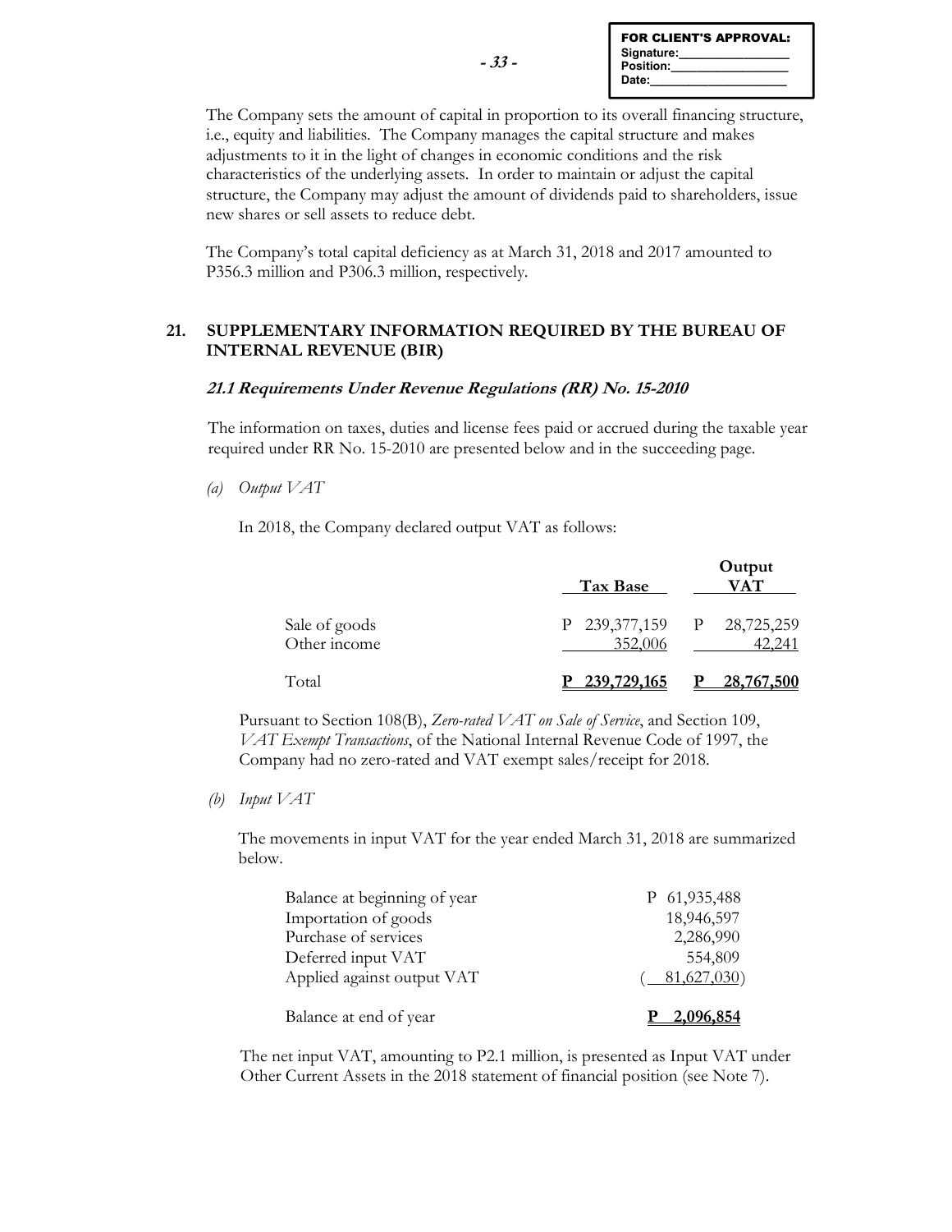The Company sets the amount of capital in proportion to its overall financing structure, i.e., equity and liabilities. The Company manages the capital structure and makes adjustments to it in the light of changes in economic conditions and the risk characteristics of the underlying assets. In order to maintain or adjust the capital structure, the Company may adjust the amount of dividends paid to shareholders, issue new shares or sell assets to reduce debt.

The Company's total capital deficiency as at March 31, 2018 and 2017 amounted to P356.3 million and P306.3 million, respectively.

## 21. SUPPLEMENTARY INFORMATION REQUIRED BY THE BUREAU OF INTERNAL REVENUE (BIR)

### *21.1 Requirements Under Revenue Regulations (RR) No. 15-2010*

The information on taxes, duties and license fees paid or accrued during the taxable year required under RR No. 15-2010 are presented below and in the succeeding page.

*(a) Output VAT*

In 2018, the Company declared output VAT as follows:

| | Tax Base | Output VAT |
|---|---|---|
| Sale of goods | P 239,377,159 | P 28,725,259 |
| Other income | 352,006 | 42,241 |
| Total | **P 239,729,165** | **P 28,767,500** |

Pursuant to Section 108(B), *Zero-rated VAT on Sale of Service*, and Section 109, *VAT Exempt Transactions*, of the National Internal Revenue Code of 1997, the Company had no zero-rated and VAT exempt sales/receipt for 2018.

*(b) Input VAT*

The movements in input VAT for the year ended March 31, 2018 are summarized below.

| | |
|---|---|
| Balance at beginning of year | P 61,935,488 |
| Importation of goods | 18,946,597 |
| Purchase of services | 2,286,990 |
| Deferred input VAT | 554,809 |
| Applied against output VAT | ( 81,627,030) |
| Balance at end of year | **P 2,096,854** |

The net input VAT, amounting to P2.1 million, is presented as Input VAT under Other Current Assets in the 2018 statement of financial position (see Note 7).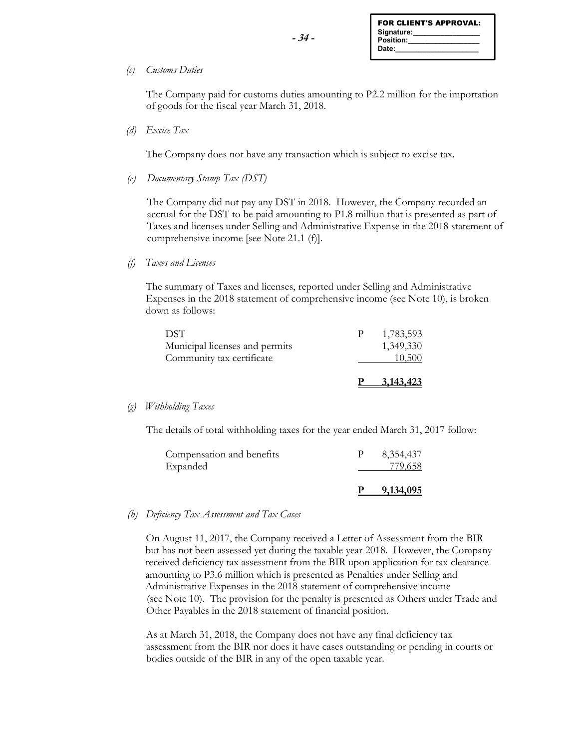FOR CLIENT'S APPROVAL:
Signature:________________
Position:_________________
Date:____________________

*(c) Customs Duties*

The Company paid for customs duties amounting to P2.2 million for the importation of goods for the fiscal year March 31, 2018.

*(d) Excise Tax*

The Company does not have any transaction which is subject to excise tax.

*(e) Documentary Stamp Tax (DST)*

The Company did not pay any DST in 2018. However, the Company recorded an accrual for the DST to be paid amounting to P1.8 million that is presented as part of Taxes and licenses under Selling and Administrative Expense in the 2018 statement of comprehensive income [see Note 21.1 (f)].

*(f) Taxes and Licenses*

The summary of Taxes and licenses, reported under Selling and Administrative Expenses in the 2018 statement of comprehensive income (see Note 10), is broken down as follows:

| | | |
|---|---|---|
| DST | P | 1,783,593 |
| Municipal licenses and permits | | 1,349,330 |
| Community tax certificate | | 10,500 |
| | **P** | **3,143,423** |

*(g) Withholding Taxes*

The details of total withholding taxes for the year ended March 31, 2017 follow:

| | | |
|---|---|---|
| Compensation and benefits | P | 8,354,437 |
| Expanded | | 779,658 |
| | **P** | **9,134,095** |

*(h) Deficiency Tax Assessment and Tax Cases*

On August 11, 2017, the Company received a Letter of Assessment from the BIR but has not been assessed yet during the taxable year 2018. However, the Company received deficiency tax assessment from the BIR upon application for tax clearance amounting to P3.6 million which is presented as Penalties under Selling and Administrative Expenses in the 2018 statement of comprehensive income (see Note 10). The provision for the penalty is presented as Others under Trade and Other Payables in the 2018 statement of financial position.

As at March 31, 2018, the Company does not have any final deficiency tax assessment from the BIR nor does it have cases outstanding or pending in courts or bodies outside of the BIR in any of the open taxable year.